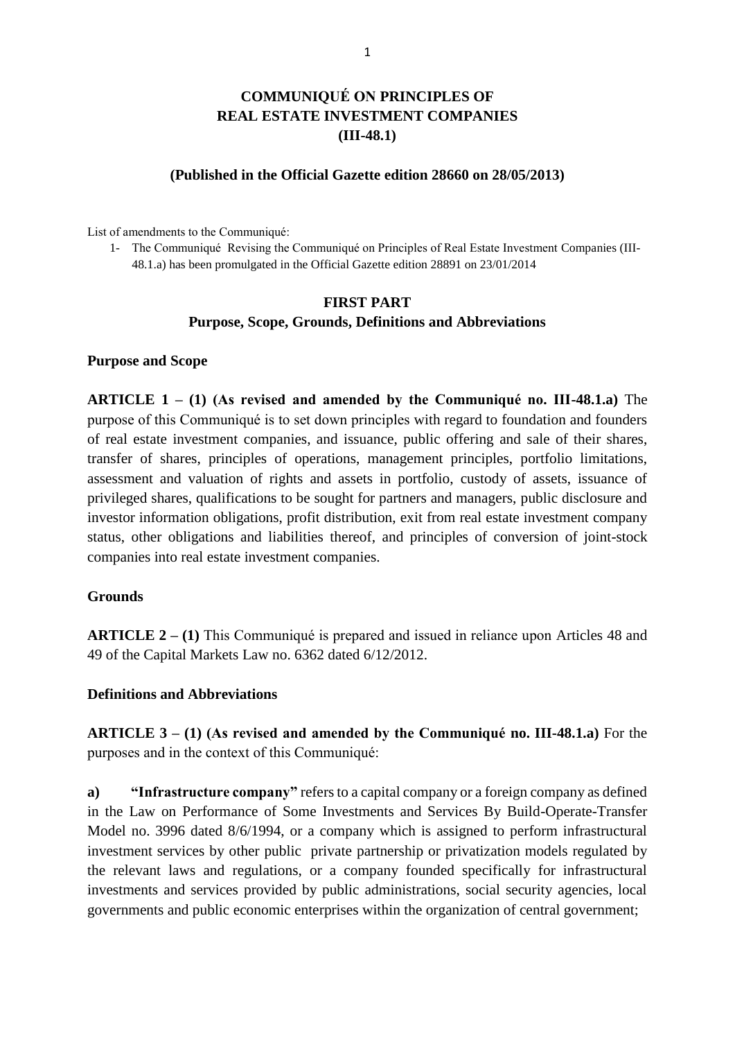# COMMUNIQUÉ ON PRINCIPLES OF REAL ESTATE INVESTMENT COMPANIES (III-48.1)

**(Published in the Official Gazette edition 28660 on 28/05/2013)**

List of amendments to the Communiqué:

1- The Communiqué Revising the Communiqué on Principles of Real Estate Investment Companies (III-48.1.a) has been promulgated in the Official Gazette edition 28891 on 23/01/2014

## FIRST PART
## Purpose, Scope, Grounds, Definitions and Abbreviations

### Purpose and Scope

**ARTICLE 1 – (1) (As revised and amended by the Communiqué no. III-48.1.a)** The purpose of this Communiqué is to set down principles with regard to foundation and founders of real estate investment companies, and issuance, public offering and sale of their shares, transfer of shares, principles of operations, management principles, portfolio limitations, assessment and valuation of rights and assets in portfolio, custody of assets, issuance of privileged shares, qualifications to be sought for partners and managers, public disclosure and investor information obligations, profit distribution, exit from real estate investment company status, other obligations and liabilities thereof, and principles of conversion of joint-stock companies into real estate investment companies.

### Grounds

**ARTICLE 2 – (1)** This Communiqué is prepared and issued in reliance upon Articles 48 and 49 of the Capital Markets Law no. 6362 dated 6/12/2012.

### Definitions and Abbreviations

**ARTICLE 3 – (1) (As revised and amended by the Communiqué no. III-48.1.a)** For the purposes and in the context of this Communiqué:

**a) "Infrastructure company"** refers to a capital company or a foreign company as defined in the Law on Performance of Some Investments and Services By Build-Operate-Transfer Model no. 3996 dated 8/6/1994, or a company which is assigned to perform infrastructural investment services by other public private partnership or privatization models regulated by the relevant laws and regulations, or a company founded specifically for infrastructural investments and services provided by public administrations, social security agencies, local governments and public economic enterprises within the organization of central government;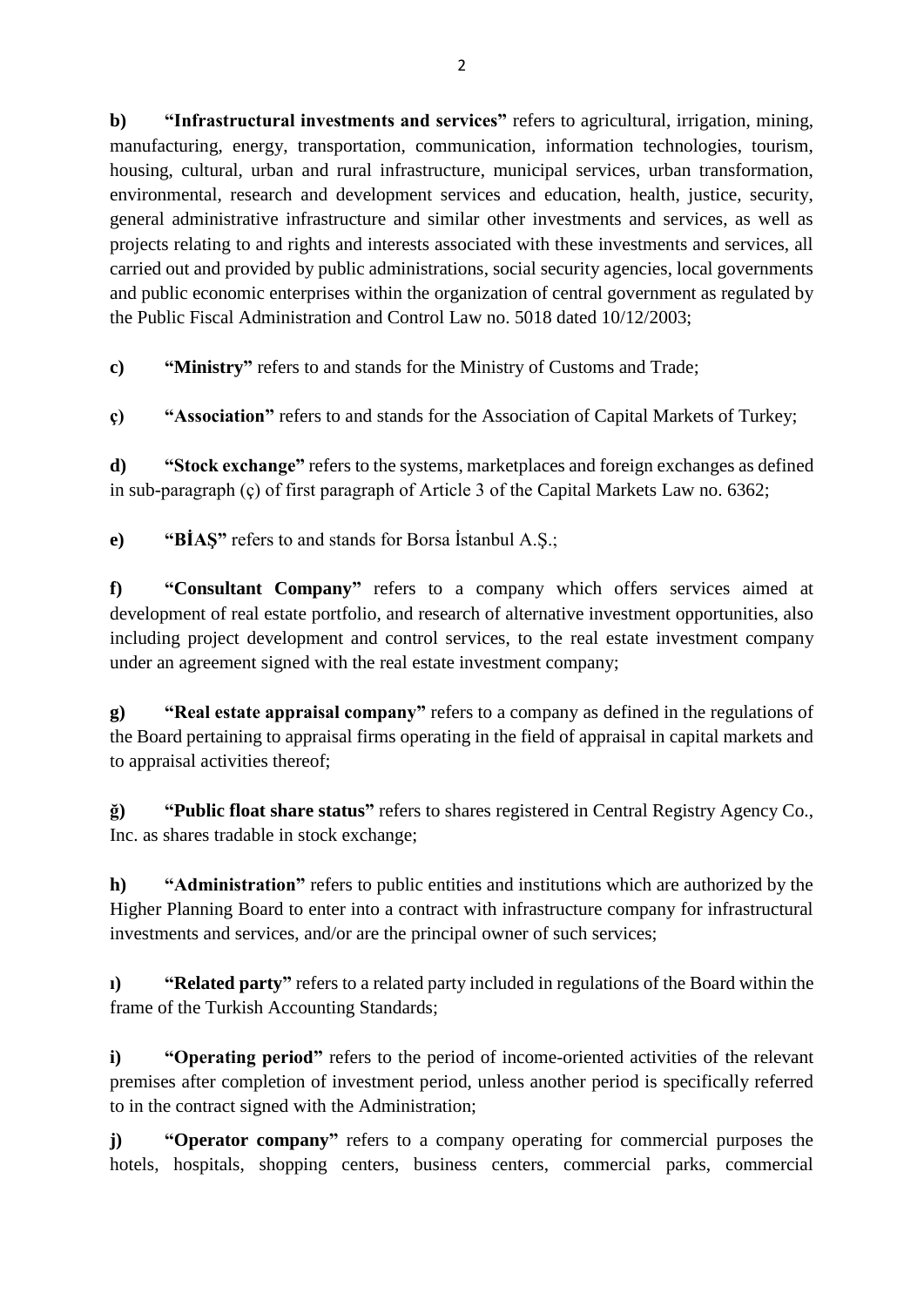**b) “Infrastructural investments and services”** refers to agricultural, irrigation, mining, manufacturing, energy, transportation, communication, information technologies, tourism, housing, cultural, urban and rural infrastructure, municipal services, urban transformation, environmental, research and development services and education, health, justice, security, general administrative infrastructure and similar other investments and services, as well as projects relating to and rights and interests associated with these investments and services, all carried out and provided by public administrations, social security agencies, local governments and public economic enterprises within the organization of central government as regulated by the Public Fiscal Administration and Control Law no. 5018 dated 10/12/2003;

**c) “Ministry”** refers to and stands for the Ministry of Customs and Trade;

**ç) “Association”** refers to and stands for the Association of Capital Markets of Turkey;

**d) “Stock exchange”** refers to the systems, marketplaces and foreign exchanges as defined in sub-paragraph (ç) of first paragraph of Article 3 of the Capital Markets Law no. 6362;

**e) “BİAŞ”** refers to and stands for Borsa İstanbul A.Ş.;

**f) “Consultant Company”** refers to a company which offers services aimed at development of real estate portfolio, and research of alternative investment opportunities, also including project development and control services, to the real estate investment company under an agreement signed with the real estate investment company;

**g) “Real estate appraisal company”** refers to a company as defined in the regulations of the Board pertaining to appraisal firms operating in the field of appraisal in capital markets and to appraisal activities thereof;

**ğ) “Public float share status”** refers to shares registered in Central Registry Agency Co., Inc. as shares tradable in stock exchange;

**h) “Administration”** refers to public entities and institutions which are authorized by the Higher Planning Board to enter into a contract with infrastructure company for infrastructural investments and services, and/or are the principal owner of such services;

**ı) “Related party”** refers to a related party included in regulations of the Board within the frame of the Turkish Accounting Standards;

**i) “Operating period”** refers to the period of income-oriented activities of the relevant premises after completion of investment period, unless another period is specifically referred to in the contract signed with the Administration;

**j) “Operator company”** refers to a company operating for commercial purposes the hotels, hospitals, shopping centers, business centers, commercial parks, commercial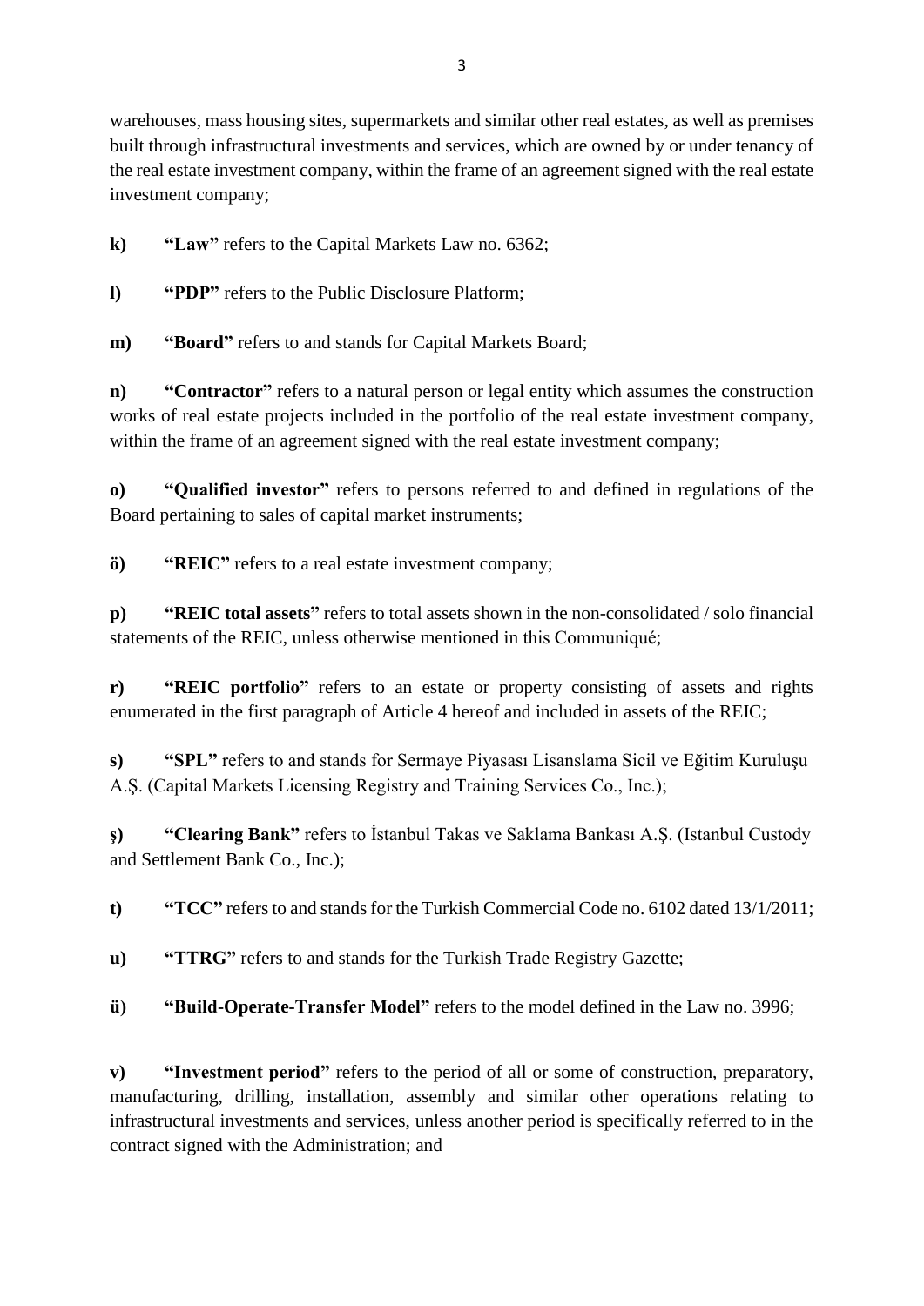warehouses, mass housing sites, supermarkets and similar other real estates, as well as premises built through infrastructural investments and services, which are owned by or under tenancy of the real estate investment company, within the frame of an agreement signed with the real estate investment company;

**k)** **"Law"** refers to the Capital Markets Law no. 6362;

**l)** **"PDP"** refers to the Public Disclosure Platform;

**m)** **"Board"** refers to and stands for Capital Markets Board;

**n)** **"Contractor"** refers to a natural person or legal entity which assumes the construction works of real estate projects included in the portfolio of the real estate investment company, within the frame of an agreement signed with the real estate investment company;

**o)** **"Qualified investor"** refers to persons referred to and defined in regulations of the Board pertaining to sales of capital market instruments;

**ö)** **"REIC"** refers to a real estate investment company;

**p)** **"REIC total assets"** refers to total assets shown in the non-consolidated / solo financial statements of the REIC, unless otherwise mentioned in this Communiqué;

**r)** **"REIC portfolio"** refers to an estate or property consisting of assets and rights enumerated in the first paragraph of Article 4 hereof and included in assets of the REIC;

**s)** **"SPL"** refers to and stands for Sermaye Piyasası Lisanslama Sicil ve Eğitim Kuruluşu A.Ş. (Capital Markets Licensing Registry and Training Services Co., Inc.);

**ş)** **"Clearing Bank"** refers to İstanbul Takas ve Saklama Bankası A.Ş. (Istanbul Custody and Settlement Bank Co., Inc.);

**t)** **"TCC"** refers to and stands for the Turkish Commercial Code no. 6102 dated 13/1/2011;

**u)** **"TTRG"** refers to and stands for the Turkish Trade Registry Gazette;

**ü)** **"Build-Operate-Transfer Model"** refers to the model defined in the Law no. 3996;

**v)** **"Investment period"** refers to the period of all or some of construction, preparatory, manufacturing, drilling, installation, assembly and similar other operations relating to infrastructural investments and services, unless another period is specifically referred to in the contract signed with the Administration; and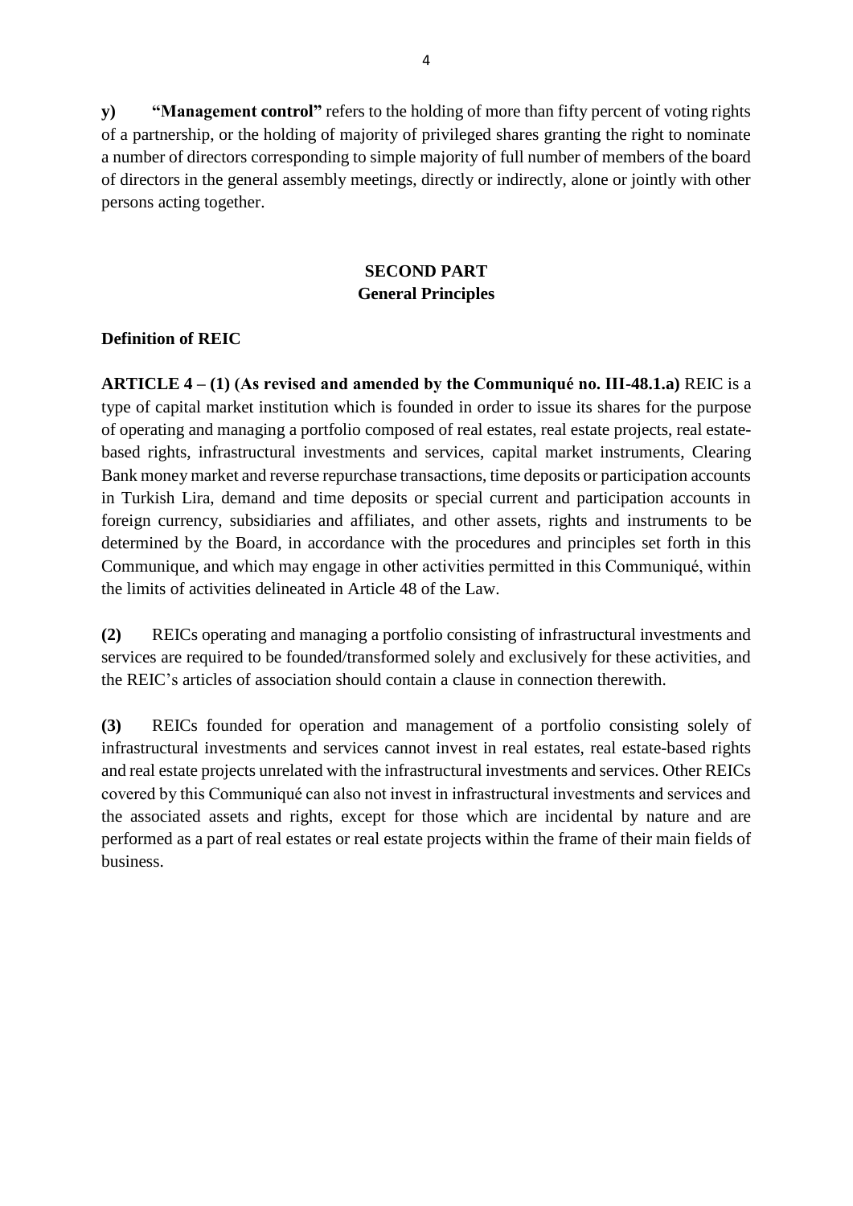**y)** **"Management control"** refers to the holding of more than fifty percent of voting rights of a partnership, or the holding of majority of privileged shares granting the right to nominate a number of directors corresponding to simple majority of full number of members of the board of directors in the general assembly meetings, directly or indirectly, alone or jointly with other persons acting together.

## SECOND PART
## General Principles

**Definition of REIC**

**ARTICLE 4 – (1) (As revised and amended by the Communiqué no. III-48.1.a)** REIC is a type of capital market institution which is founded in order to issue its shares for the purpose of operating and managing a portfolio composed of real estates, real estate projects, real estate-based rights, infrastructural investments and services, capital market instruments, Clearing Bank money market and reverse repurchase transactions, time deposits or participation accounts in Turkish Lira, demand and time deposits or special current and participation accounts in foreign currency, subsidiaries and affiliates, and other assets, rights and instruments to be determined by the Board, in accordance with the procedures and principles set forth in this Communique, and which may engage in other activities permitted in this Communiqué, within the limits of activities delineated in Article 48 of the Law.

**(2)** REICs operating and managing a portfolio consisting of infrastructural investments and services are required to be founded/transformed solely and exclusively for these activities, and the REIC's articles of association should contain a clause in connection therewith.

**(3)** REICs founded for operation and management of a portfolio consisting solely of infrastructural investments and services cannot invest in real estates, real estate-based rights and real estate projects unrelated with the infrastructural investments and services. Other REICs covered by this Communiqué can also not invest in infrastructural investments and services and the associated assets and rights, except for those which are incidental by nature and are performed as a part of real estates or real estate projects within the frame of their main fields of business.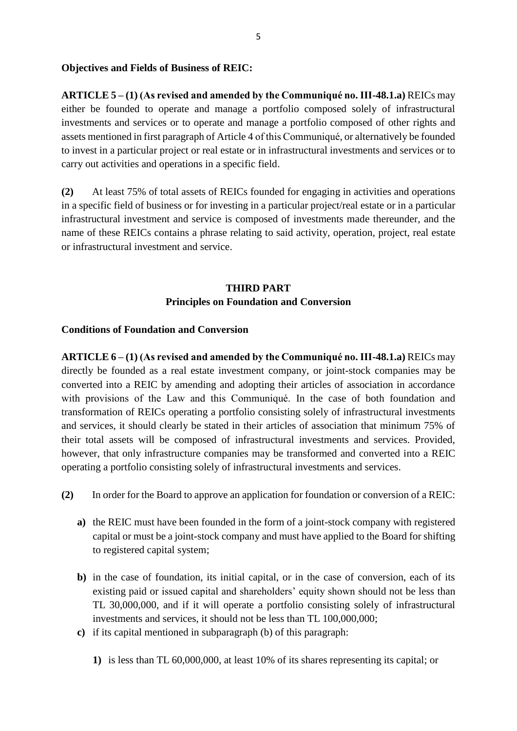**Objectives and Fields of Business of REIC:**

**ARTICLE 5 – (1) (As revised and amended by the Communiqué no. III-48.1.a)** REICs may either be founded to operate and manage a portfolio composed solely of infrastructural investments and services or to operate and manage a portfolio composed of other rights and assets mentioned in first paragraph of Article 4 of this Communiqué, or alternatively be founded to invest in a particular project or real estate or in infrastructural investments and services or to carry out activities and operations in a specific field.

**(2)** At least 75% of total assets of REICs founded for engaging in activities and operations in a specific field of business or for investing in a particular project/real estate or in a particular infrastructural investment and service is composed of investments made thereunder, and the name of these REICs contains a phrase relating to said activity, operation, project, real estate or infrastructural investment and service.

## THIRD PART
## Principles on Foundation and Conversion

**Conditions of Foundation and Conversion**

**ARTICLE 6 – (1) (As revised and amended by the Communiqué no. III-48.1.a)** REICs may directly be founded as a real estate investment company, or joint-stock companies may be converted into a REIC by amending and adopting their articles of association in accordance with provisions of the Law and this Communiqué. In the case of both foundation and transformation of REICs operating a portfolio consisting solely of infrastructural investments and services, it should clearly be stated in their articles of association that minimum 75% of their total assets will be composed of infrastructural investments and services. Provided, however, that only infrastructure companies may be transformed and converted into a REIC operating a portfolio consisting solely of infrastructural investments and services.

**(2)** In order for the Board to approve an application for foundation or conversion of a REIC:

- **a)** the REIC must have been founded in the form of a joint-stock company with registered capital or must be a joint-stock company and must have applied to the Board for shifting to registered capital system;
- **b)** in the case of foundation, its initial capital, or in the case of conversion, each of its existing paid or issued capital and shareholders' equity shown should not be less than TL 30,000,000, and if it will operate a portfolio consisting solely of infrastructural investments and services, it should not be less than TL 100,000,000;
- **c)** if its capital mentioned in subparagraph (b) of this paragraph:
  - **1)** is less than TL 60,000,000, at least 10% of its shares representing its capital; or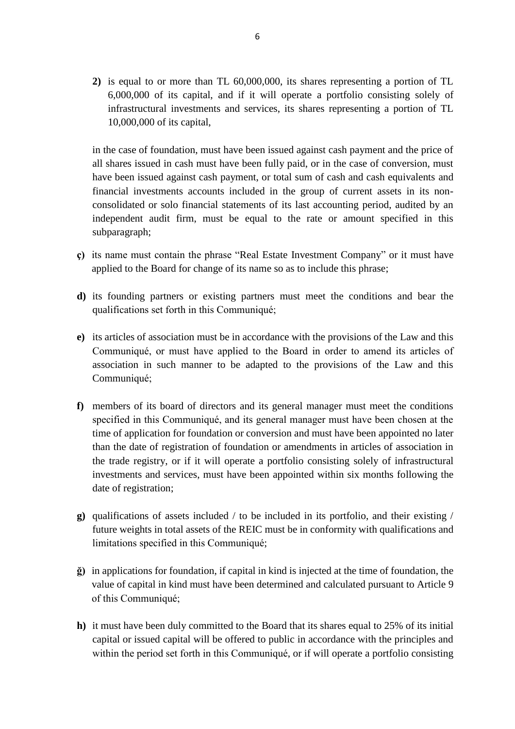**2)** is equal to or more than TL 60,000,000, its shares representing a portion of TL 6,000,000 of its capital, and if it will operate a portfolio consisting solely of infrastructural investments and services, its shares representing a portion of TL 10,000,000 of its capital,

in the case of foundation, must have been issued against cash payment and the price of all shares issued in cash must have been fully paid, or in the case of conversion, must have been issued against cash payment, or total sum of cash and cash equivalents and financial investments accounts included in the group of current assets in its non-consolidated or solo financial statements of its last accounting period, audited by an independent audit firm, must be equal to the rate or amount specified in this subparagraph;

**ç)** its name must contain the phrase "Real Estate Investment Company" or it must have applied to the Board for change of its name so as to include this phrase;

**d)** its founding partners or existing partners must meet the conditions and bear the qualifications set forth in this Communiqué;

**e)** its articles of association must be in accordance with the provisions of the Law and this Communiqué, or must have applied to the Board in order to amend its articles of association in such manner to be adapted to the provisions of the Law and this Communiqué;

**f)** members of its board of directors and its general manager must meet the conditions specified in this Communiqué, and its general manager must have been chosen at the time of application for foundation or conversion and must have been appointed no later than the date of registration of foundation or amendments in articles of association in the trade registry, or if it will operate a portfolio consisting solely of infrastructural investments and services, must have been appointed within six months following the date of registration;

**g)** qualifications of assets included / to be included in its portfolio, and their existing / future weights in total assets of the REIC must be in conformity with qualifications and limitations specified in this Communiqué;

**ğ)** in applications for foundation, if capital in kind is injected at the time of foundation, the value of capital in kind must have been determined and calculated pursuant to Article 9 of this Communiqué;

**h)** it must have been duly committed to the Board that its shares equal to 25% of its initial capital or issued capital will be offered to public in accordance with the principles and within the period set forth in this Communiqué, or if will operate a portfolio consisting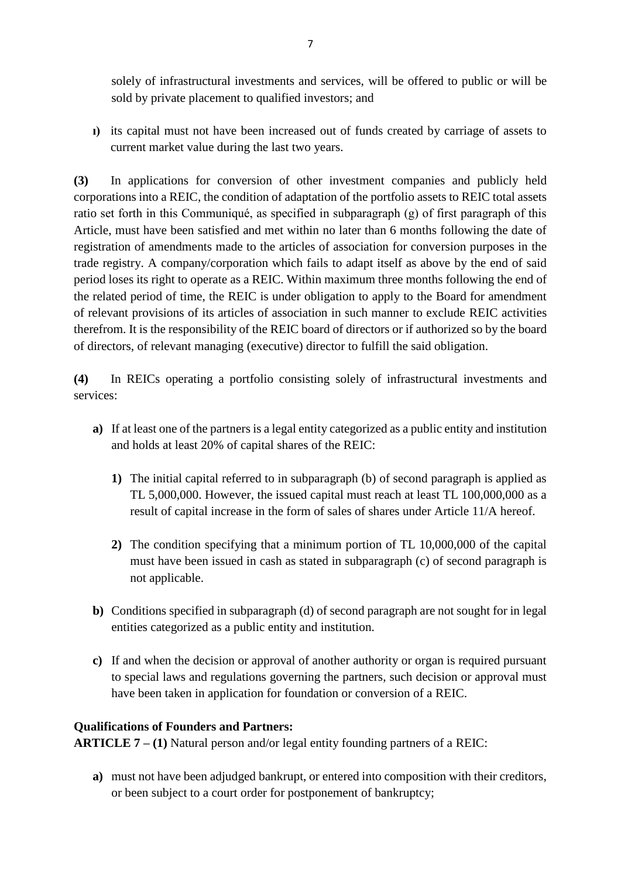solely of infrastructural investments and services, will be offered to public or will be sold by private placement to qualified investors; and

**ı)** its capital must not have been increased out of funds created by carriage of assets to current market value during the last two years.

**(3)** In applications for conversion of other investment companies and publicly held corporations into a REIC, the condition of adaptation of the portfolio assets to REIC total assets ratio set forth in this Communiqué, as specified in subparagraph (g) of first paragraph of this Article, must have been satisfied and met within no later than 6 months following the date of registration of amendments made to the articles of association for conversion purposes in the trade registry. A company/corporation which fails to adapt itself as above by the end of said period loses its right to operate as a REIC. Within maximum three months following the end of the related period of time, the REIC is under obligation to apply to the Board for amendment of relevant provisions of its articles of association in such manner to exclude REIC activities therefrom. It is the responsibility of the REIC board of directors or if authorized so by the board of directors, of relevant managing (executive) director to fulfill the said obligation.

**(4)** In REICs operating a portfolio consisting solely of infrastructural investments and services:

**a)** If at least one of the partners is a legal entity categorized as a public entity and institution and holds at least 20% of capital shares of the REIC:

**1)** The initial capital referred to in subparagraph (b) of second paragraph is applied as TL 5,000,000. However, the issued capital must reach at least TL 100,000,000 as a result of capital increase in the form of sales of shares under Article 11/A hereof.

**2)** The condition specifying that a minimum portion of TL 10,000,000 of the capital must have been issued in cash as stated in subparagraph (c) of second paragraph is not applicable.

**b)** Conditions specified in subparagraph (d) of second paragraph are not sought for in legal entities categorized as a public entity and institution.

**c)** If and when the decision or approval of another authority or organ is required pursuant to special laws and regulations governing the partners, such decision or approval must have been taken in application for foundation or conversion of a REIC.

**Qualifications of Founders and Partners:**

**ARTICLE 7 – (1)** Natural person and/or legal entity founding partners of a REIC:

**a)** must not have been adjudged bankrupt, or entered into composition with their creditors, or been subject to a court order for postponement of bankruptcy;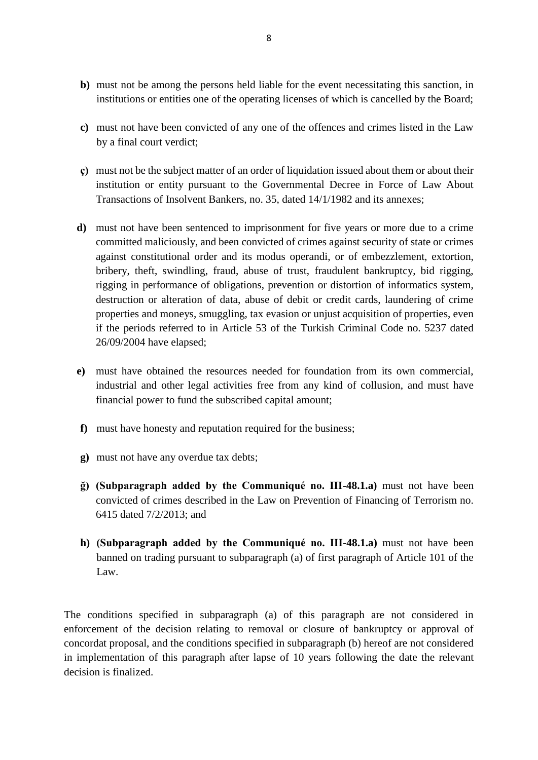**b)** must not be among the persons held liable for the event necessitating this sanction, in institutions or entities one of the operating licenses of which is cancelled by the Board;

**c)** must not have been convicted of any one of the offences and crimes listed in the Law by a final court verdict;

**ç)** must not be the subject matter of an order of liquidation issued about them or about their institution or entity pursuant to the Governmental Decree in Force of Law About Transactions of Insolvent Bankers, no. 35, dated 14/1/1982 and its annexes;

**d)** must not have been sentenced to imprisonment for five years or more due to a crime committed maliciously, and been convicted of crimes against security of state or crimes against constitutional order and its modus operandi, or of embezzlement, extortion, bribery, theft, swindling, fraud, abuse of trust, fraudulent bankruptcy, bid rigging, rigging in performance of obligations, prevention or distortion of informatics system, destruction or alteration of data, abuse of debit or credit cards, laundering of crime properties and moneys, smuggling, tax evasion or unjust acquisition of properties, even if the periods referred to in Article 53 of the Turkish Criminal Code no. 5237 dated 26/09/2004 have elapsed;

**e)** must have obtained the resources needed for foundation from its own commercial, industrial and other legal activities free from any kind of collusion, and must have financial power to fund the subscribed capital amount;

**f)** must have honesty and reputation required for the business;

**g)** must not have any overdue tax debts;

**ğ)** **(Subparagraph added by the Communiqué no. III-48.1.a)** must not have been convicted of crimes described in the Law on Prevention of Financing of Terrorism no. 6415 dated 7/2/2013; and

**h)** **(Subparagraph added by the Communiqué no. III-48.1.a)** must not have been banned on trading pursuant to subparagraph (a) of first paragraph of Article 101 of the Law.

The conditions specified in subparagraph (a) of this paragraph are not considered in enforcement of the decision relating to removal or closure of bankruptcy or approval of concordat proposal, and the conditions specified in subparagraph (b) hereof are not considered in implementation of this paragraph after lapse of 10 years following the date the relevant decision is finalized.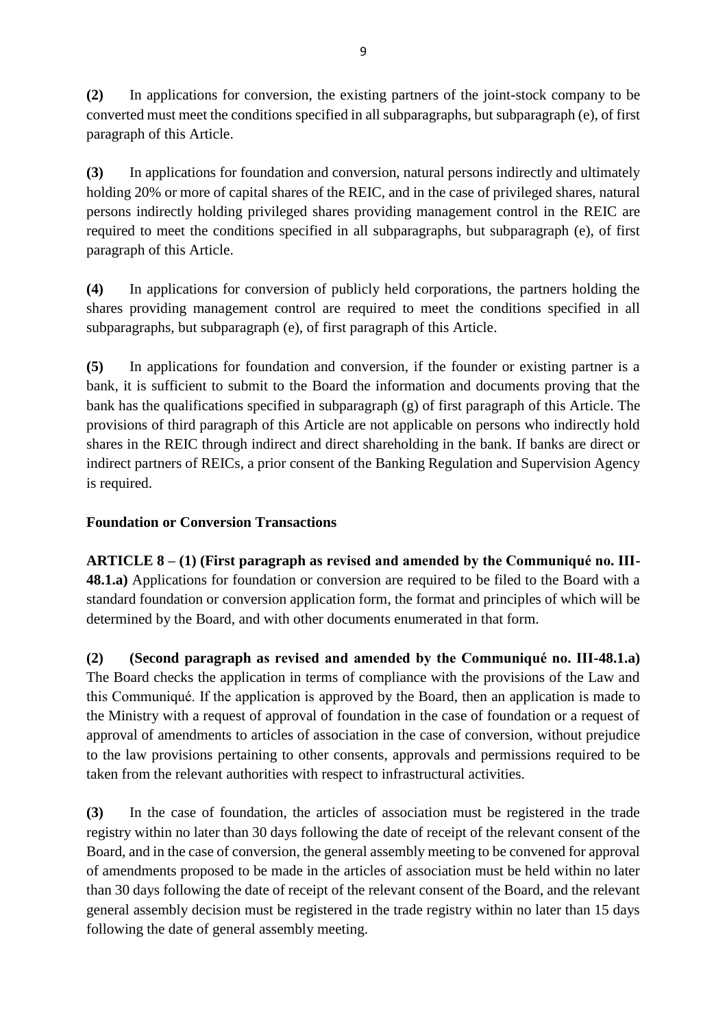**(2)** In applications for conversion, the existing partners of the joint-stock company to be converted must meet the conditions specified in all subparagraphs, but subparagraph (e), of first paragraph of this Article.

**(3)** In applications for foundation and conversion, natural persons indirectly and ultimately holding 20% or more of capital shares of the REIC, and in the case of privileged shares, natural persons indirectly holding privileged shares providing management control in the REIC are required to meet the conditions specified in all subparagraphs, but subparagraph (e), of first paragraph of this Article.

**(4)** In applications for conversion of publicly held corporations, the partners holding the shares providing management control are required to meet the conditions specified in all subparagraphs, but subparagraph (e), of first paragraph of this Article.

**(5)** In applications for foundation and conversion, if the founder or existing partner is a bank, it is sufficient to submit to the Board the information and documents proving that the bank has the qualifications specified in subparagraph (g) of first paragraph of this Article. The provisions of third paragraph of this Article are not applicable on persons who indirectly hold shares in the REIC through indirect and direct shareholding in the bank. If banks are direct or indirect partners of REICs, a prior consent of the Banking Regulation and Supervision Agency is required.

**Foundation or Conversion Transactions**

**ARTICLE 8 – (1) (First paragraph as revised and amended by the Communiqué no. III-48.1.a)** Applications for foundation or conversion are required to be filed to the Board with a standard foundation or conversion application form, the format and principles of which will be determined by the Board, and with other documents enumerated in that form.

**(2) (Second paragraph as revised and amended by the Communiqué no. III-48.1.a)** The Board checks the application in terms of compliance with the provisions of the Law and this Communiqué. If the application is approved by the Board, then an application is made to the Ministry with a request of approval of foundation in the case of foundation or a request of approval of amendments to articles of association in the case of conversion, without prejudice to the law provisions pertaining to other consents, approvals and permissions required to be taken from the relevant authorities with respect to infrastructural activities.

**(3)** In the case of foundation, the articles of association must be registered in the trade registry within no later than 30 days following the date of receipt of the relevant consent of the Board, and in the case of conversion, the general assembly meeting to be convened for approval of amendments proposed to be made in the articles of association must be held within no later than 30 days following the date of receipt of the relevant consent of the Board, and the relevant general assembly decision must be registered in the trade registry within no later than 15 days following the date of general assembly meeting.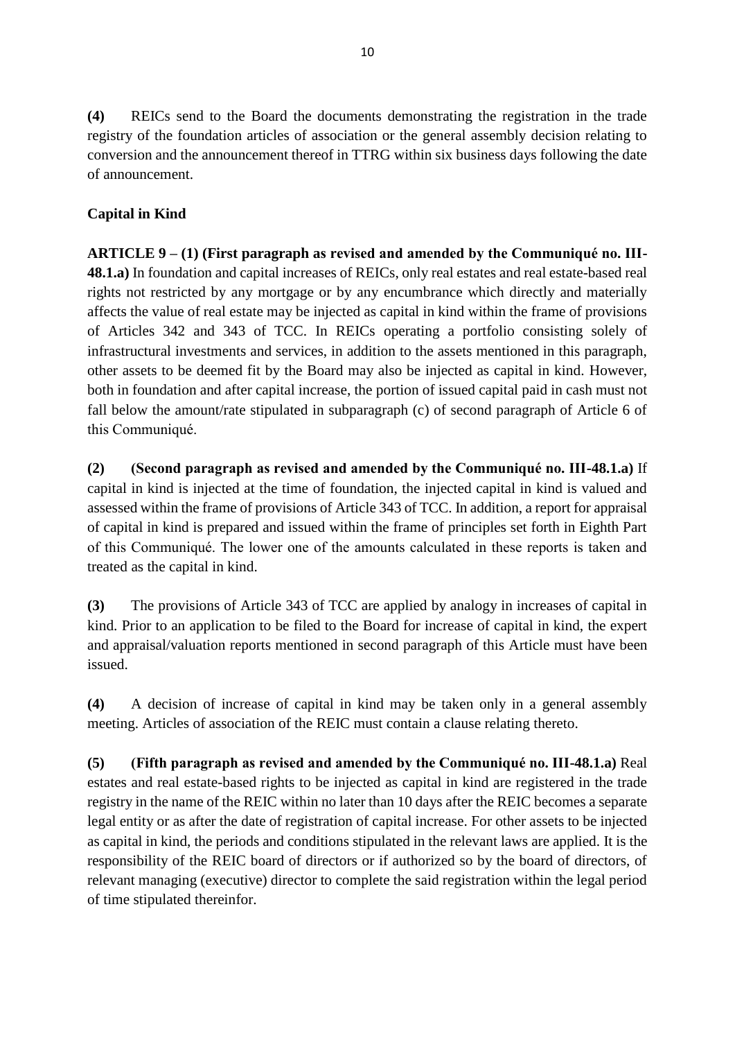**(4)** REICs send to the Board the documents demonstrating the registration in the trade registry of the foundation articles of association or the general assembly decision relating to conversion and the announcement thereof in TTRG within six business days following the date of announcement.

**Capital in Kind**

**ARTICLE 9 – (1) (First paragraph as revised and amended by the Communiqué no. III-48.1.a)** In foundation and capital increases of REICs, only real estates and real estate-based real rights not restricted by any mortgage or by any encumbrance which directly and materially affects the value of real estate may be injected as capital in kind within the frame of provisions of Articles 342 and 343 of TCC. In REICs operating a portfolio consisting solely of infrastructural investments and services, in addition to the assets mentioned in this paragraph, other assets to be deemed fit by the Board may also be injected as capital in kind. However, both in foundation and after capital increase, the portion of issued capital paid in cash must not fall below the amount/rate stipulated in subparagraph (c) of second paragraph of Article 6 of this Communiqué.

**(2) (Second paragraph as revised and amended by the Communiqué no. III-48.1.a)** If capital in kind is injected at the time of foundation, the injected capital in kind is valued and assessed within the frame of provisions of Article 343 of TCC. In addition, a report for appraisal of capital in kind is prepared and issued within the frame of principles set forth in Eighth Part of this Communiqué. The lower one of the amounts calculated in these reports is taken and treated as the capital in kind.

**(3)** The provisions of Article 343 of TCC are applied by analogy in increases of capital in kind. Prior to an application to be filed to the Board for increase of capital in kind, the expert and appraisal/valuation reports mentioned in second paragraph of this Article must have been issued.

**(4)** A decision of increase of capital in kind may be taken only in a general assembly meeting. Articles of association of the REIC must contain a clause relating thereto.

**(5) (Fifth paragraph as revised and amended by the Communiqué no. III-48.1.a)** Real estates and real estate-based rights to be injected as capital in kind are registered in the trade registry in the name of the REIC within no later than 10 days after the REIC becomes a separate legal entity or as after the date of registration of capital increase. For other assets to be injected as capital in kind, the periods and conditions stipulated in the relevant laws are applied. It is the responsibility of the REIC board of directors or if authorized so by the board of directors, of relevant managing (executive) director to complete the said registration within the legal period of time stipulated thereinfor.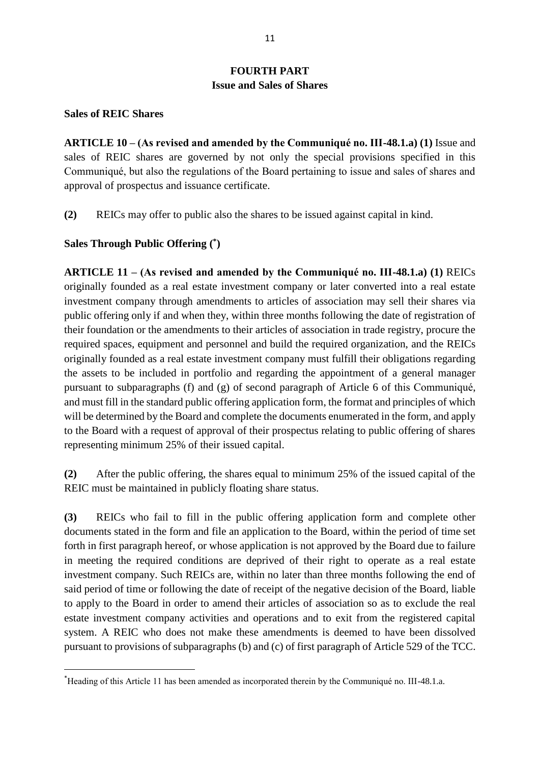## FOURTH PART
## Issue and Sales of Shares

**Sales of REIC Shares**

**ARTICLE 10 – (As revised and amended by the Communiqué no. III-48.1.a) (1)** Issue and sales of REIC shares are governed by not only the special provisions specified in this Communiqué, but also the regulations of the Board pertaining to issue and sales of shares and approval of prospectus and issuance certificate.

**(2)** REICs may offer to public also the shares to be issued against capital in kind.

**Sales Through Public Offering (*)**

**ARTICLE 11 – (As revised and amended by the Communiqué no. III-48.1.a) (1)** REICs originally founded as a real estate investment company or later converted into a real estate investment company through amendments to articles of association may sell their shares via public offering only if and when they, within three months following the date of registration of their foundation or the amendments to their articles of association in trade registry, procure the required spaces, equipment and personnel and build the required organization, and the REICs originally founded as a real estate investment company must fulfill their obligations regarding the assets to be included in portfolio and regarding the appointment of a general manager pursuant to subparagraphs (f) and (g) of second paragraph of Article 6 of this Communiqué, and must fill in the standard public offering application form, the format and principles of which will be determined by the Board and complete the documents enumerated in the form, and apply to the Board with a request of approval of their prospectus relating to public offering of shares representing minimum 25% of their issued capital.

**(2)** After the public offering, the shares equal to minimum 25% of the issued capital of the REIC must be maintained in publicly floating share status.

**(3)** REICs who fail to fill in the public offering application form and complete other documents stated in the form and file an application to the Board, within the period of time set forth in first paragraph hereof, or whose application is not approved by the Board due to failure in meeting the required conditions are deprived of their right to operate as a real estate investment company. Such REICs are, within no later than three months following the end of said period of time or following the date of receipt of the negative decision of the Board, liable to apply to the Board in order to amend their articles of association so as to exclude the real estate investment company activities and operations and to exit from the registered capital system. A REIC who does not make these amendments is deemed to have been dissolved pursuant to provisions of subparagraphs (b) and (c) of first paragraph of Article 529 of the TCC.

---

*Heading of this Article 11 has been amended as incorporated therein by the Communiqué no. III-48.1.a.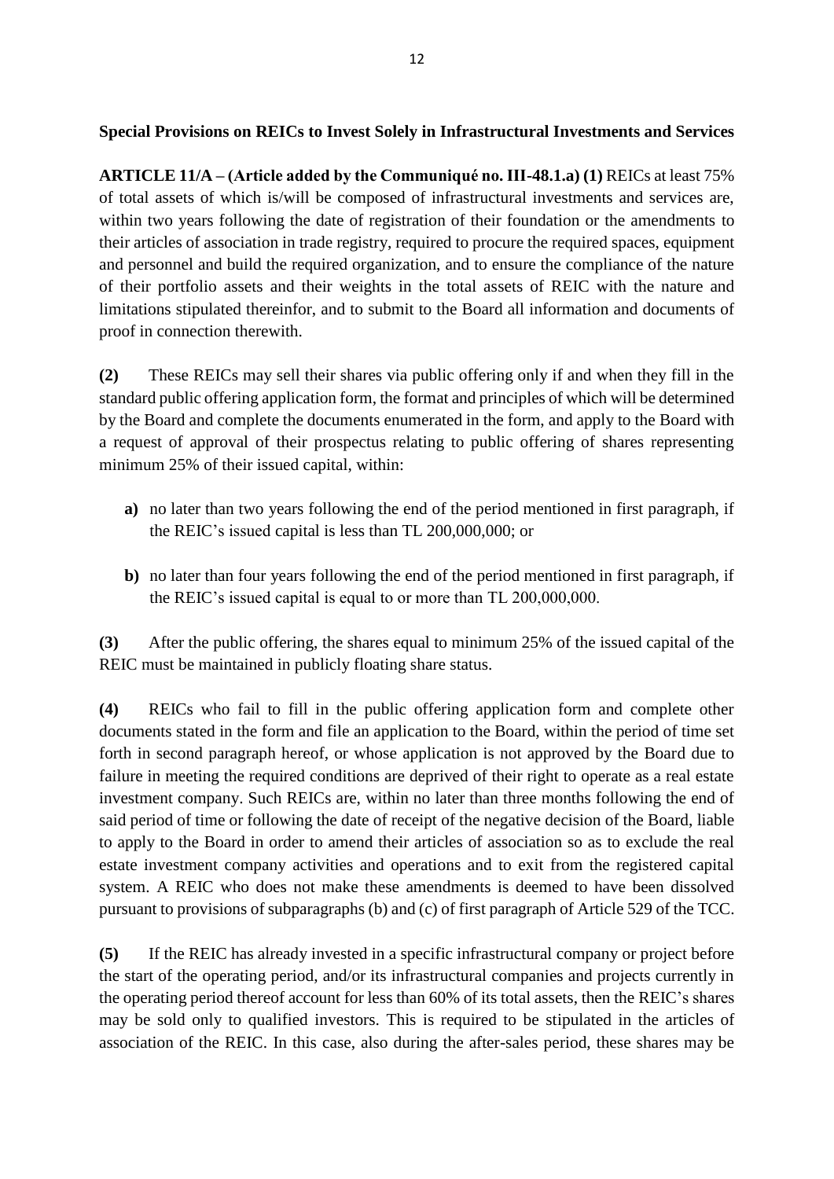**Special Provisions on REICs to Invest Solely in Infrastructural Investments and Services**

**ARTICLE 11/A – (Article added by the Communiqué no. III-48.1.a) (1)** REICs at least 75% of total assets of which is/will be composed of infrastructural investments and services are, within two years following the date of registration of their foundation or the amendments to their articles of association in trade registry, required to procure the required spaces, equipment and personnel and build the required organization, and to ensure the compliance of the nature of their portfolio assets and their weights in the total assets of REIC with the nature and limitations stipulated thereinfor, and to submit to the Board all information and documents of proof in connection therewith.

**(2)** These REICs may sell their shares via public offering only if and when they fill in the standard public offering application form, the format and principles of which will be determined by the Board and complete the documents enumerated in the form, and apply to the Board with a request of approval of their prospectus relating to public offering of shares representing minimum 25% of their issued capital, within:

- **a)** no later than two years following the end of the period mentioned in first paragraph, if the REIC's issued capital is less than TL 200,000,000; or
- **b)** no later than four years following the end of the period mentioned in first paragraph, if the REIC's issued capital is equal to or more than TL 200,000,000.

**(3)** After the public offering, the shares equal to minimum 25% of the issued capital of the REIC must be maintained in publicly floating share status.

**(4)** REICs who fail to fill in the public offering application form and complete other documents stated in the form and file an application to the Board, within the period of time set forth in second paragraph hereof, or whose application is not approved by the Board due to failure in meeting the required conditions are deprived of their right to operate as a real estate investment company. Such REICs are, within no later than three months following the end of said period of time or following the date of receipt of the negative decision of the Board, liable to apply to the Board in order to amend their articles of association so as to exclude the real estate investment company activities and operations and to exit from the registered capital system. A REIC who does not make these amendments is deemed to have been dissolved pursuant to provisions of subparagraphs (b) and (c) of first paragraph of Article 529 of the TCC.

**(5)** If the REIC has already invested in a specific infrastructural company or project before the start of the operating period, and/or its infrastructural companies and projects currently in the operating period thereof account for less than 60% of its total assets, then the REIC's shares may be sold only to qualified investors. This is required to be stipulated in the articles of association of the REIC. In this case, also during the after-sales period, these shares may be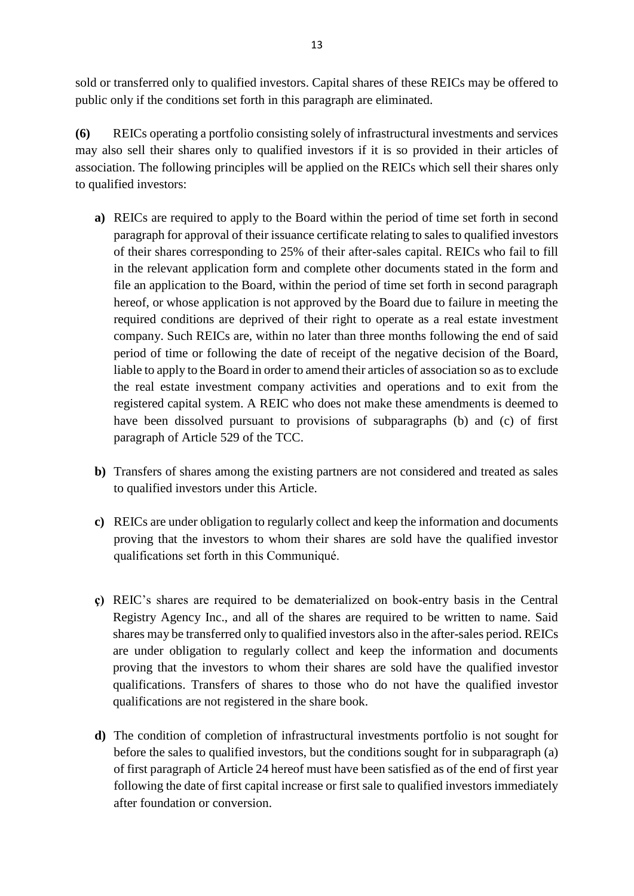sold or transferred only to qualified investors. Capital shares of these REICs may be offered to public only if the conditions set forth in this paragraph are eliminated.

**(6)** REICs operating a portfolio consisting solely of infrastructural investments and services may also sell their shares only to qualified investors if it is so provided in their articles of association. The following principles will be applied on the REICs which sell their shares only to qualified investors:

**a)** REICs are required to apply to the Board within the period of time set forth in second paragraph for approval of their issuance certificate relating to sales to qualified investors of their shares corresponding to 25% of their after-sales capital. REICs who fail to fill in the relevant application form and complete other documents stated in the form and file an application to the Board, within the period of time set forth in second paragraph hereof, or whose application is not approved by the Board due to failure in meeting the required conditions are deprived of their right to operate as a real estate investment company. Such REICs are, within no later than three months following the end of said period of time or following the date of receipt of the negative decision of the Board, liable to apply to the Board in order to amend their articles of association so as to exclude the real estate investment company activities and operations and to exit from the registered capital system. A REIC who does not make these amendments is deemed to have been dissolved pursuant to provisions of subparagraphs (b) and (c) of first paragraph of Article 529 of the TCC.

**b)** Transfers of shares among the existing partners are not considered and treated as sales to qualified investors under this Article.

**c)** REICs are under obligation to regularly collect and keep the information and documents proving that the investors to whom their shares are sold have the qualified investor qualifications set forth in this Communiqué.

**ç)** REIC's shares are required to be dematerialized on book-entry basis in the Central Registry Agency Inc., and all of the shares are required to be written to name. Said shares may be transferred only to qualified investors also in the after-sales period. REICs are under obligation to regularly collect and keep the information and documents proving that the investors to whom their shares are sold have the qualified investor qualifications. Transfers of shares to those who do not have the qualified investor qualifications are not registered in the share book.

**d)** The condition of completion of infrastructural investments portfolio is not sought for before the sales to qualified investors, but the conditions sought for in subparagraph (a) of first paragraph of Article 24 hereof must have been satisfied as of the end of first year following the date of first capital increase or first sale to qualified investors immediately after foundation or conversion.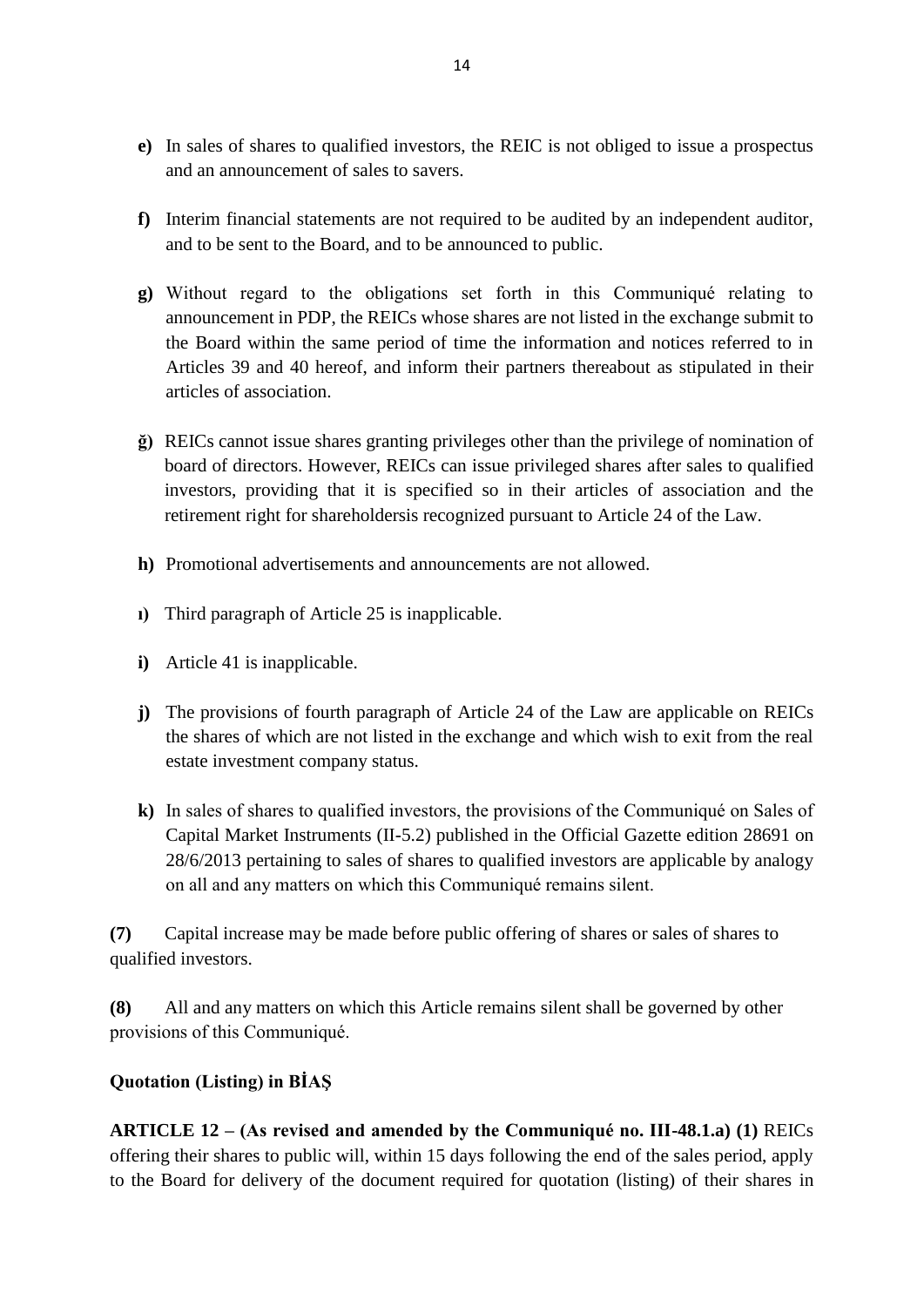**e)** In sales of shares to qualified investors, the REIC is not obliged to issue a prospectus and an announcement of sales to savers.

**f)** Interim financial statements are not required to be audited by an independent auditor, and to be sent to the Board, and to be announced to public.

**g)** Without regard to the obligations set forth in this Communiqué relating to announcement in PDP, the REICs whose shares are not listed in the exchange submit to the Board within the same period of time the information and notices referred to in Articles 39 and 40 hereof, and inform their partners thereabout as stipulated in their articles of association.

**ğ)** REICs cannot issue shares granting privileges other than the privilege of nomination of board of directors. However, REICs can issue privileged shares after sales to qualified investors, providing that it is specified so in their articles of association and the retirement right for shareholdersis recognized pursuant to Article 24 of the Law.

**h)** Promotional advertisements and announcements are not allowed.

**ı)** Third paragraph of Article 25 is inapplicable.

**i)** Article 41 is inapplicable.

**j)** The provisions of fourth paragraph of Article 24 of the Law are applicable on REICs the shares of which are not listed in the exchange and which wish to exit from the real estate investment company status.

**k)** In sales of shares to qualified investors, the provisions of the Communiqué on Sales of Capital Market Instruments (II-5.2) published in the Official Gazette edition 28691 on 28/6/2013 pertaining to sales of shares to qualified investors are applicable by analogy on all and any matters on which this Communiqué remains silent.

**(7)** Capital increase may be made before public offering of shares or sales of shares to qualified investors.

**(8)** All and any matters on which this Article remains silent shall be governed by other provisions of this Communiqué.

**Quotation (Listing) in BİAŞ**

**ARTICLE 12 – (As revised and amended by the Communiqué no. III-48.1.a) (1)** REICs offering their shares to public will, within 15 days following the end of the sales period, apply to the Board for delivery of the document required for quotation (listing) of their shares in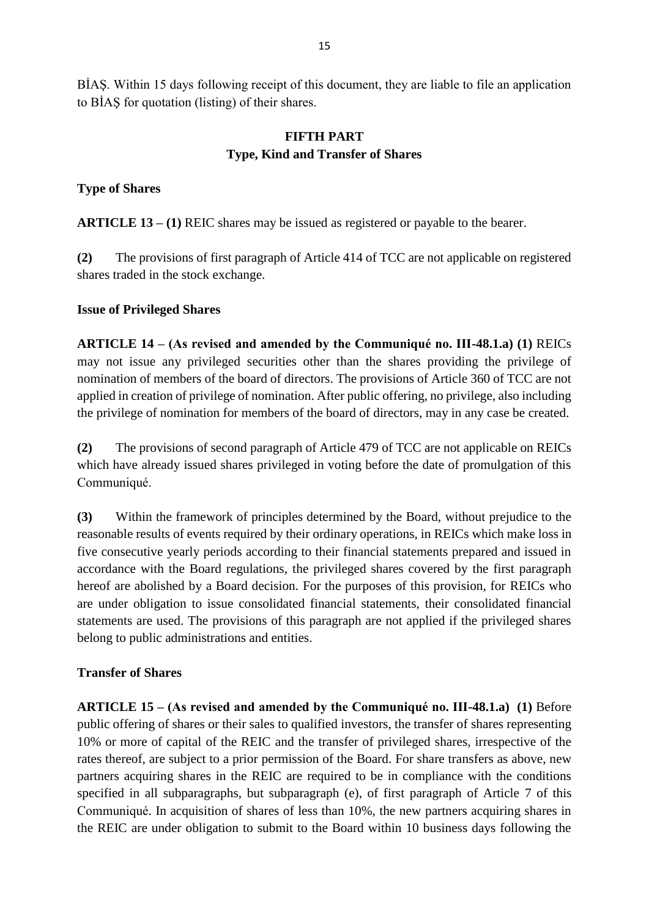BİAŞ. Within 15 days following receipt of this document, they are liable to file an application to BİAŞ for quotation (listing) of their shares.

## FIFTH PART
## Type, Kind and Transfer of Shares

### Type of Shares

**ARTICLE 13 – (1)** REIC shares may be issued as registered or payable to the bearer.

**(2)** The provisions of first paragraph of Article 414 of TCC are not applicable on registered shares traded in the stock exchange.

### Issue of Privileged Shares

**ARTICLE 14 – (As revised and amended by the Communiqué no. III-48.1.a) (1)** REICs may not issue any privileged securities other than the shares providing the privilege of nomination of members of the board of directors. The provisions of Article 360 of TCC are not applied in creation of privilege of nomination. After public offering, no privilege, also including the privilege of nomination for members of the board of directors, may in any case be created.

**(2)** The provisions of second paragraph of Article 479 of TCC are not applicable on REICs which have already issued shares privileged in voting before the date of promulgation of this Communiqué.

**(3)** Within the framework of principles determined by the Board, without prejudice to the reasonable results of events required by their ordinary operations, in REICs which make loss in five consecutive yearly periods according to their financial statements prepared and issued in accordance with the Board regulations, the privileged shares covered by the first paragraph hereof are abolished by a Board decision. For the purposes of this provision, for REICs who are under obligation to issue consolidated financial statements, their consolidated financial statements are used. The provisions of this paragraph are not applied if the privileged shares belong to public administrations and entities.

### Transfer of Shares

**ARTICLE 15 – (As revised and amended by the Communiqué no. III-48.1.a) (1)** Before public offering of shares or their sales to qualified investors, the transfer of shares representing 10% or more of capital of the REIC and the transfer of privileged shares, irrespective of the rates thereof, are subject to a prior permission of the Board. For share transfers as above, new partners acquiring shares in the REIC are required to be in compliance with the conditions specified in all subparagraphs, but subparagraph (e), of first paragraph of Article 7 of this Communiqué. In acquisition of shares of less than 10%, the new partners acquiring shares in the REIC are under obligation to submit to the Board within 10 business days following the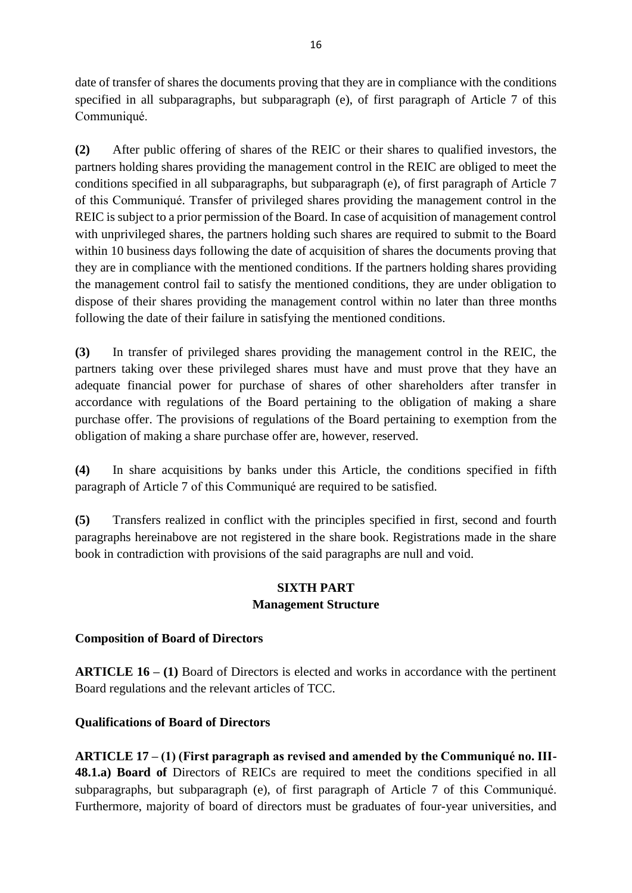date of transfer of shares the documents proving that they are in compliance with the conditions specified in all subparagraphs, but subparagraph (e), of first paragraph of Article 7 of this Communiqué.

**(2)** After public offering of shares of the REIC or their shares to qualified investors, the partners holding shares providing the management control in the REIC are obliged to meet the conditions specified in all subparagraphs, but subparagraph (e), of first paragraph of Article 7 of this Communiqué. Transfer of privileged shares providing the management control in the REIC is subject to a prior permission of the Board. In case of acquisition of management control with unprivileged shares, the partners holding such shares are required to submit to the Board within 10 business days following the date of acquisition of shares the documents proving that they are in compliance with the mentioned conditions. If the partners holding shares providing the management control fail to satisfy the mentioned conditions, they are under obligation to dispose of their shares providing the management control within no later than three months following the date of their failure in satisfying the mentioned conditions.

**(3)** In transfer of privileged shares providing the management control in the REIC, the partners taking over these privileged shares must have and must prove that they have an adequate financial power for purchase of shares of other shareholders after transfer in accordance with regulations of the Board pertaining to the obligation of making a share purchase offer. The provisions of regulations of the Board pertaining to exemption from the obligation of making a share purchase offer are, however, reserved.

**(4)** In share acquisitions by banks under this Article, the conditions specified in fifth paragraph of Article 7 of this Communiqué are required to be satisfied.

**(5)** Transfers realized in conflict with the principles specified in first, second and fourth paragraphs hereinabove are not registered in the share book. Registrations made in the share book in contradiction with provisions of the said paragraphs are null and void.

## SIXTH PART
## Management Structure

**Composition of Board of Directors**

**ARTICLE 16 – (1)** Board of Directors is elected and works in accordance with the pertinent Board regulations and the relevant articles of TCC.

**Qualifications of Board of Directors**

**ARTICLE 17 – (1) (First paragraph as revised and amended by the Communiqué no. III-48.1.a) Board of** Directors of REICs are required to meet the conditions specified in all subparagraphs, but subparagraph (e), of first paragraph of Article 7 of this Communiqué. Furthermore, majority of board of directors must be graduates of four-year universities, and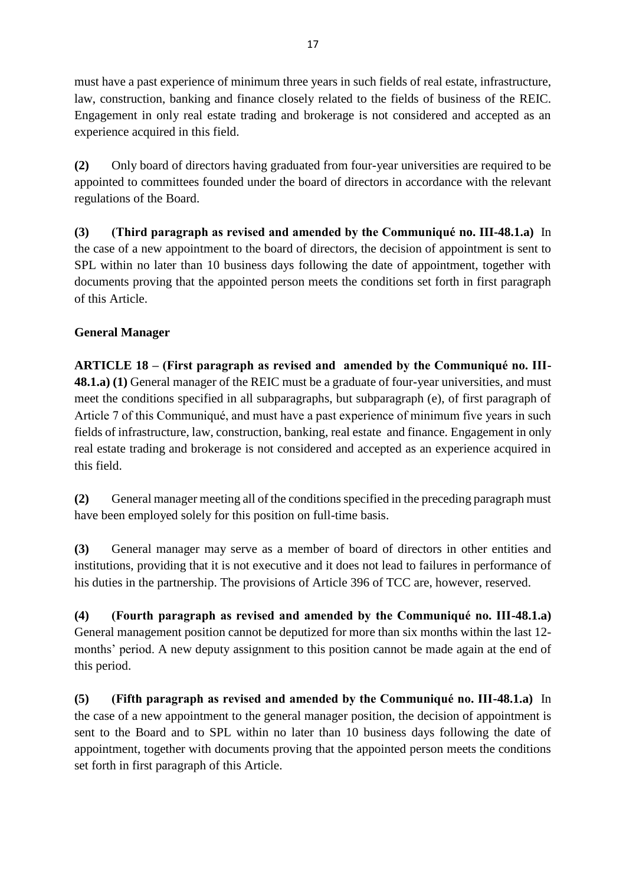must have a past experience of minimum three years in such fields of real estate, infrastructure, law, construction, banking and finance closely related to the fields of business of the REIC. Engagement in only real estate trading and brokerage is not considered and accepted as an experience acquired in this field.

**(2)** Only board of directors having graduated from four-year universities are required to be appointed to committees founded under the board of directors in accordance with the relevant regulations of the Board.

**(3)** **(Third paragraph as revised and amended by the Communiqué no. III-48.1.a)** In the case of a new appointment to the board of directors, the decision of appointment is sent to SPL within no later than 10 business days following the date of appointment, together with documents proving that the appointed person meets the conditions set forth in first paragraph of this Article.

**General Manager**

**ARTICLE 18 – (First paragraph as revised and amended by the Communiqué no. III-48.1.a) (1)** General manager of the REIC must be a graduate of four-year universities, and must meet the conditions specified in all subparagraphs, but subparagraph (e), of first paragraph of Article 7 of this Communiqué, and must have a past experience of minimum five years in such fields of infrastructure, law, construction, banking, real estate and finance. Engagement in only real estate trading and brokerage is not considered and accepted as an experience acquired in this field.

**(2)** General manager meeting all of the conditions specified in the preceding paragraph must have been employed solely for this position on full-time basis.

**(3)** General manager may serve as a member of board of directors in other entities and institutions, providing that it is not executive and it does not lead to failures in performance of his duties in the partnership. The provisions of Article 396 of TCC are, however, reserved.

**(4)** **(Fourth paragraph as revised and amended by the Communiqué no. III-48.1.a)** General management position cannot be deputized for more than six months within the last 12-months' period. A new deputy assignment to this position cannot be made again at the end of this period.

**(5)** **(Fifth paragraph as revised and amended by the Communiqué no. III-48.1.a)** In the case of a new appointment to the general manager position, the decision of appointment is sent to the Board and to SPL within no later than 10 business days following the date of appointment, together with documents proving that the appointed person meets the conditions set forth in first paragraph of this Article.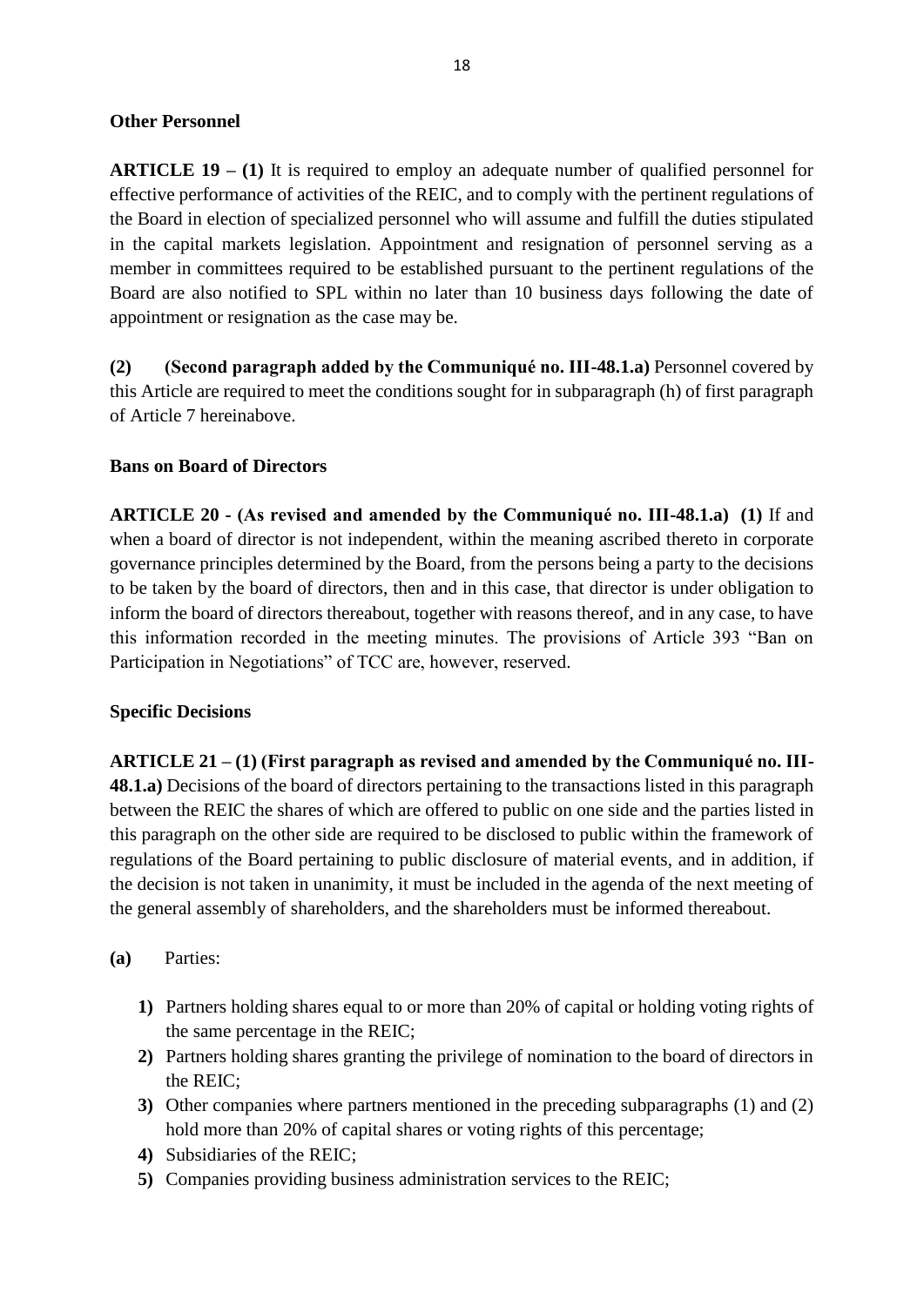**Other Personnel**

**ARTICLE 19 – (1)** It is required to employ an adequate number of qualified personnel for effective performance of activities of the REIC, and to comply with the pertinent regulations of the Board in election of specialized personnel who will assume and fulfill the duties stipulated in the capital markets legislation. Appointment and resignation of personnel serving as a member in committees required to be established pursuant to the pertinent regulations of the Board are also notified to SPL within no later than 10 business days following the date of appointment or resignation as the case may be.

**(2) (Second paragraph added by the Communiqué no. III-48.1.a)** Personnel covered by this Article are required to meet the conditions sought for in subparagraph (h) of first paragraph of Article 7 hereinabove.

**Bans on Board of Directors**

**ARTICLE 20 - (As revised and amended by the Communiqué no. III-48.1.a) (1)** If and when a board of director is not independent, within the meaning ascribed thereto in corporate governance principles determined by the Board, from the persons being a party to the decisions to be taken by the board of directors, then and in this case, that director is under obligation to inform the board of directors thereabout, together with reasons thereof, and in any case, to have this information recorded in the meeting minutes. The provisions of Article 393 "Ban on Participation in Negotiations" of TCC are, however, reserved.

**Specific Decisions**

**ARTICLE 21 – (1) (First paragraph as revised and amended by the Communiqué no. III-48.1.a)** Decisions of the board of directors pertaining to the transactions listed in this paragraph between the REIC the shares of which are offered to public on one side and the parties listed in this paragraph on the other side are required to be disclosed to public within the framework of regulations of the Board pertaining to public disclosure of material events, and in addition, if the decision is not taken in unanimity, it must be included in the agenda of the next meeting of the general assembly of shareholders, and the shareholders must be informed thereabout.

**(a)** Parties:

1) Partners holding shares equal to or more than 20% of capital or holding voting rights of the same percentage in the REIC;
2) Partners holding shares granting the privilege of nomination to the board of directors in the REIC;
3) Other companies where partners mentioned in the preceding subparagraphs (1) and (2) hold more than 20% of capital shares or voting rights of this percentage;
4) Subsidiaries of the REIC;
5) Companies providing business administration services to the REIC;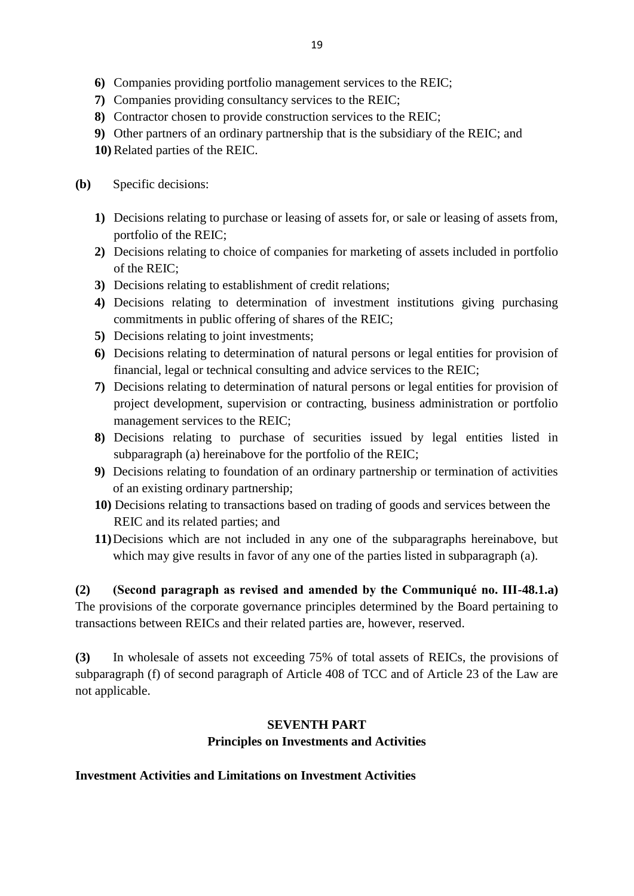**6)** Companies providing portfolio management services to the REIC;

**7)** Companies providing consultancy services to the REIC;

**8)** Contractor chosen to provide construction services to the REIC;

**9)** Other partners of an ordinary partnership that is the subsidiary of the REIC; and

**10)** Related parties of the REIC.

**(b)** Specific decisions:

**1)** Decisions relating to purchase or leasing of assets for, or sale or leasing of assets from, portfolio of the REIC;

**2)** Decisions relating to choice of companies for marketing of assets included in portfolio of the REIC;

**3)** Decisions relating to establishment of credit relations;

**4)** Decisions relating to determination of investment institutions giving purchasing commitments in public offering of shares of the REIC;

**5)** Decisions relating to joint investments;

**6)** Decisions relating to determination of natural persons or legal entities for provision of financial, legal or technical consulting and advice services to the REIC;

**7)** Decisions relating to determination of natural persons or legal entities for provision of project development, supervision or contracting, business administration or portfolio management services to the REIC;

**8)** Decisions relating to purchase of securities issued by legal entities listed in subparagraph (a) hereinabove for the portfolio of the REIC;

**9)** Decisions relating to foundation of an ordinary partnership or termination of activities of an existing ordinary partnership;

**10)** Decisions relating to transactions based on trading of goods and services between the REIC and its related parties; and

**11)** Decisions which are not included in any one of the subparagraphs hereinabove, but which may give results in favor of any one of the parties listed in subparagraph (a).

**(2)** **(Second paragraph as revised and amended by the Communiqué no. III-48.1.a)** The provisions of the corporate governance principles determined by the Board pertaining to transactions between REICs and their related parties are, however, reserved.

**(3)** In wholesale of assets not exceeding 75% of total assets of REICs, the provisions of subparagraph (f) of second paragraph of Article 408 of TCC and of Article 23 of the Law are not applicable.

## SEVENTH PART
## Principles on Investments and Activities

**Investment Activities and Limitations on Investment Activities**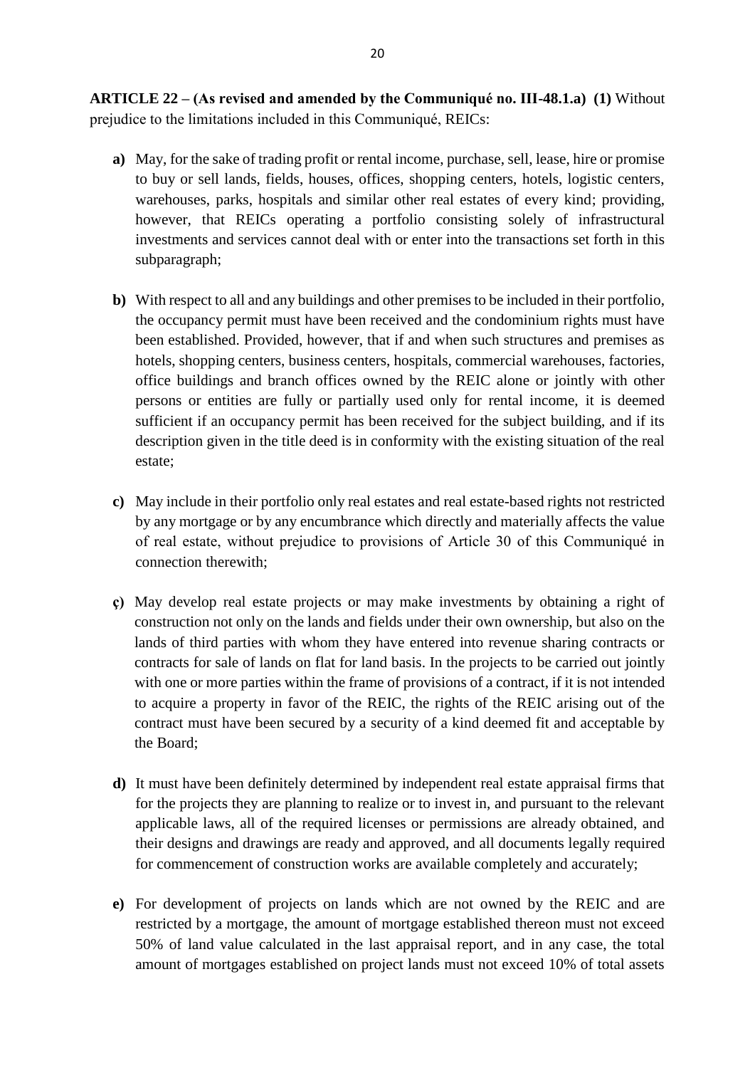**ARTICLE 22 – (As revised and amended by the Communiqué no. III-48.1.a) (1)** Without prejudice to the limitations included in this Communiqué, REICs:

- **a)** May, for the sake of trading profit or rental income, purchase, sell, lease, hire or promise to buy or sell lands, fields, houses, offices, shopping centers, hotels, logistic centers, warehouses, parks, hospitals and similar other real estates of every kind; providing, however, that REICs operating a portfolio consisting solely of infrastructural investments and services cannot deal with or enter into the transactions set forth in this subparagraph;

- **b)** With respect to all and any buildings and other premises to be included in their portfolio, the occupancy permit must have been received and the condominium rights must have been established. Provided, however, that if and when such structures and premises as hotels, shopping centers, business centers, hospitals, commercial warehouses, factories, office buildings and branch offices owned by the REIC alone or jointly with other persons or entities are fully or partially used only for rental income, it is deemed sufficient if an occupancy permit has been received for the subject building, and if its description given in the title deed is in conformity with the existing situation of the real estate;

- **c)** May include in their portfolio only real estates and real estate-based rights not restricted by any mortgage or by any encumbrance which directly and materially affects the value of real estate, without prejudice to provisions of Article 30 of this Communiqué in connection therewith;

- **ç)** May develop real estate projects or may make investments by obtaining a right of construction not only on the lands and fields under their own ownership, but also on the lands of third parties with whom they have entered into revenue sharing contracts or contracts for sale of lands on flat for land basis. In the projects to be carried out jointly with one or more parties within the frame of provisions of a contract, if it is not intended to acquire a property in favor of the REIC, the rights of the REIC arising out of the contract must have been secured by a security of a kind deemed fit and acceptable by the Board;

- **d)** It must have been definitely determined by independent real estate appraisal firms that for the projects they are planning to realize or to invest in, and pursuant to the relevant applicable laws, all of the required licenses or permissions are already obtained, and their designs and drawings are ready and approved, and all documents legally required for commencement of construction works are available completely and accurately;

- **e)** For development of projects on lands which are not owned by the REIC and are restricted by a mortgage, the amount of mortgage established thereon must not exceed 50% of land value calculated in the last appraisal report, and in any case, the total amount of mortgages established on project lands must not exceed 10% of total assets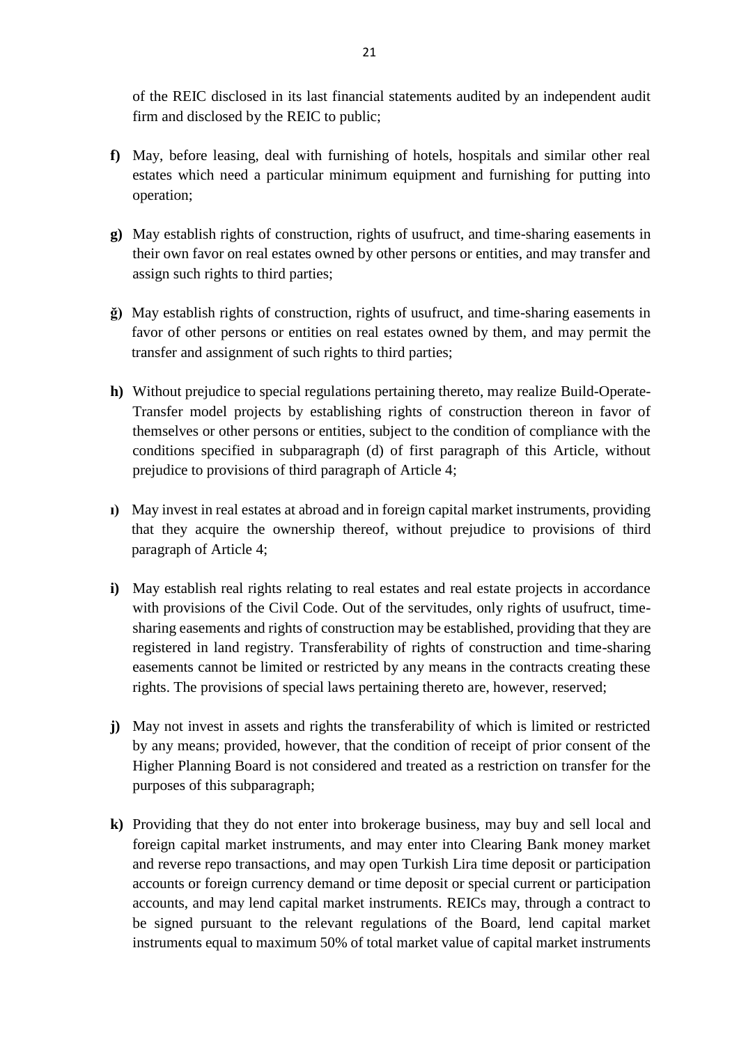of the REIC disclosed in its last financial statements audited by an independent audit firm and disclosed by the REIC to public;

**f)** May, before leasing, deal with furnishing of hotels, hospitals and similar other real estates which need a particular minimum equipment and furnishing for putting into operation;

**g)** May establish rights of construction, rights of usufruct, and time-sharing easements in their own favor on real estates owned by other persons or entities, and may transfer and assign such rights to third parties;

**ğ)** May establish rights of construction, rights of usufruct, and time-sharing easements in favor of other persons or entities on real estates owned by them, and may permit the transfer and assignment of such rights to third parties;

**h)** Without prejudice to special regulations pertaining thereto, may realize Build-Operate-Transfer model projects by establishing rights of construction thereon in favor of themselves or other persons or entities, subject to the condition of compliance with the conditions specified in subparagraph (d) of first paragraph of this Article, without prejudice to provisions of third paragraph of Article 4;

**ı)** May invest in real estates at abroad and in foreign capital market instruments, providing that they acquire the ownership thereof, without prejudice to provisions of third paragraph of Article 4;

**i)** May establish real rights relating to real estates and real estate projects in accordance with provisions of the Civil Code. Out of the servitudes, only rights of usufruct, time-sharing easements and rights of construction may be established, providing that they are registered in land registry. Transferability of rights of construction and time-sharing easements cannot be limited or restricted by any means in the contracts creating these rights. The provisions of special laws pertaining thereto are, however, reserved;

**j)** May not invest in assets and rights the transferability of which is limited or restricted by any means; provided, however, that the condition of receipt of prior consent of the Higher Planning Board is not considered and treated as a restriction on transfer for the purposes of this subparagraph;

**k)** Providing that they do not enter into brokerage business, may buy and sell local and foreign capital market instruments, and may enter into Clearing Bank money market and reverse repo transactions, and may open Turkish Lira time deposit or participation accounts or foreign currency demand or time deposit or special current or participation accounts, and may lend capital market instruments. REICs may, through a contract to be signed pursuant to the relevant regulations of the Board, lend capital market instruments equal to maximum 50% of total market value of capital market instruments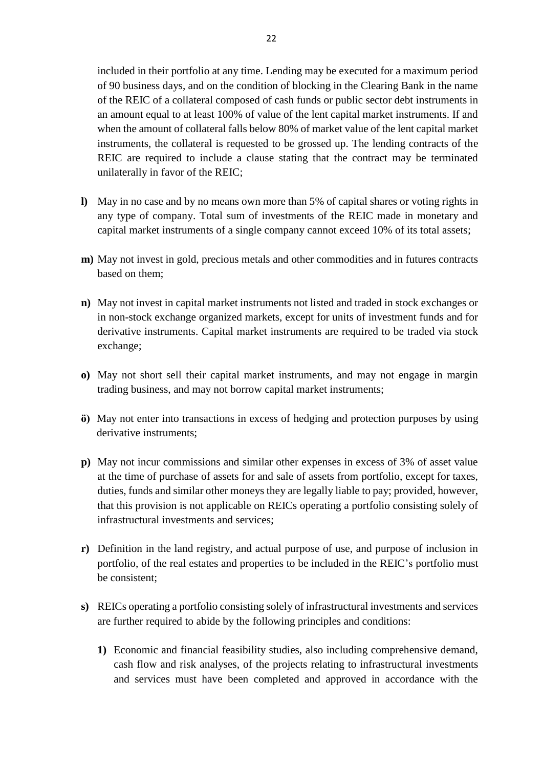included in their portfolio at any time. Lending may be executed for a maximum period of 90 business days, and on the condition of blocking in the Clearing Bank in the name of the REIC of a collateral composed of cash funds or public sector debt instruments in an amount equal to at least 100% of value of the lent capital market instruments. If and when the amount of collateral falls below 80% of market value of the lent capital market instruments, the collateral is requested to be grossed up. The lending contracts of the REIC are required to include a clause stating that the contract may be terminated unilaterally in favor of the REIC;

**l)** May in no case and by no means own more than 5% of capital shares or voting rights in any type of company. Total sum of investments of the REIC made in monetary and capital market instruments of a single company cannot exceed 10% of its total assets;

**m)** May not invest in gold, precious metals and other commodities and in futures contracts based on them;

**n)** May not invest in capital market instruments not listed and traded in stock exchanges or in non-stock exchange organized markets, except for units of investment funds and for derivative instruments. Capital market instruments are required to be traded via stock exchange;

**o)** May not short sell their capital market instruments, and may not engage in margin trading business, and may not borrow capital market instruments;

**ö)** May not enter into transactions in excess of hedging and protection purposes by using derivative instruments;

**p)** May not incur commissions and similar other expenses in excess of 3% of asset value at the time of purchase of assets for and sale of assets from portfolio, except for taxes, duties, funds and similar other moneys they are legally liable to pay; provided, however, that this provision is not applicable on REICs operating a portfolio consisting solely of infrastructural investments and services;

**r)** Definition in the land registry, and actual purpose of use, and purpose of inclusion in portfolio, of the real estates and properties to be included in the REIC's portfolio must be consistent;

**s)** REICs operating a portfolio consisting solely of infrastructural investments and services are further required to abide by the following principles and conditions:

   **1)** Economic and financial feasibility studies, also including comprehensive demand, cash flow and risk analyses, of the projects relating to infrastructural investments and services must have been completed and approved in accordance with the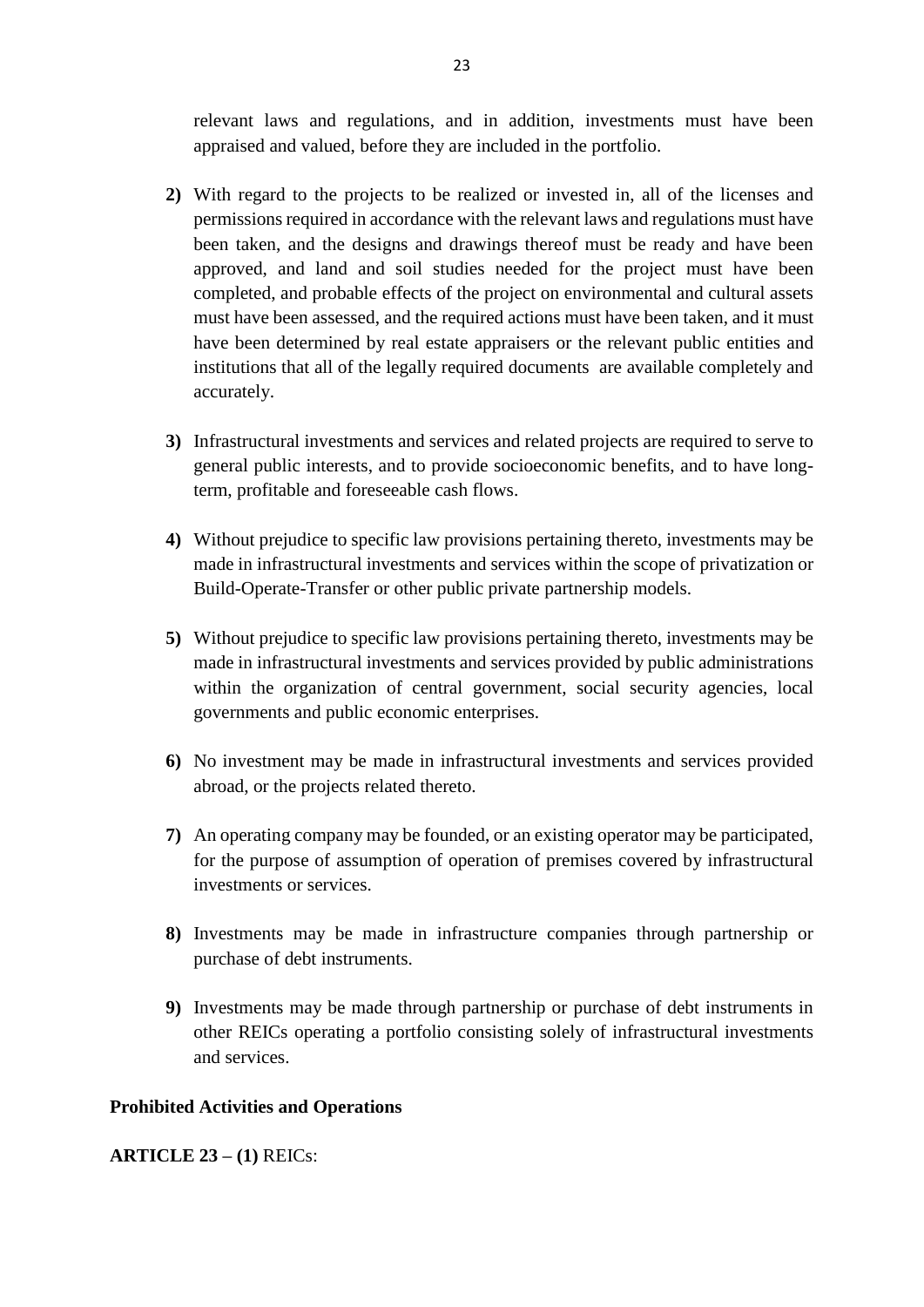relevant laws and regulations, and in addition, investments must have been appraised and valued, before they are included in the portfolio.

**2)** With regard to the projects to be realized or invested in, all of the licenses and permissions required in accordance with the relevant laws and regulations must have been taken, and the designs and drawings thereof must be ready and have been approved, and land and soil studies needed for the project must have been completed, and probable effects of the project on environmental and cultural assets must have been assessed, and the required actions must have been taken, and it must have been determined by real estate appraisers or the relevant public entities and institutions that all of the legally required documents are available completely and accurately.

**3)** Infrastructural investments and services and related projects are required to serve to general public interests, and to provide socioeconomic benefits, and to have long-term, profitable and foreseeable cash flows.

**4)** Without prejudice to specific law provisions pertaining thereto, investments may be made in infrastructural investments and services within the scope of privatization or Build-Operate-Transfer or other public private partnership models.

**5)** Without prejudice to specific law provisions pertaining thereto, investments may be made in infrastructural investments and services provided by public administrations within the organization of central government, social security agencies, local governments and public economic enterprises.

**6)** No investment may be made in infrastructural investments and services provided abroad, or the projects related thereto.

**7)** An operating company may be founded, or an existing operator may be participated, for the purpose of assumption of operation of premises covered by infrastructural investments or services.

**8)** Investments may be made in infrastructure companies through partnership or purchase of debt instruments.

**9)** Investments may be made through partnership or purchase of debt instruments in other REICs operating a portfolio consisting solely of infrastructural investments and services.

**Prohibited Activities and Operations**

**ARTICLE 23 – (1)** REICs: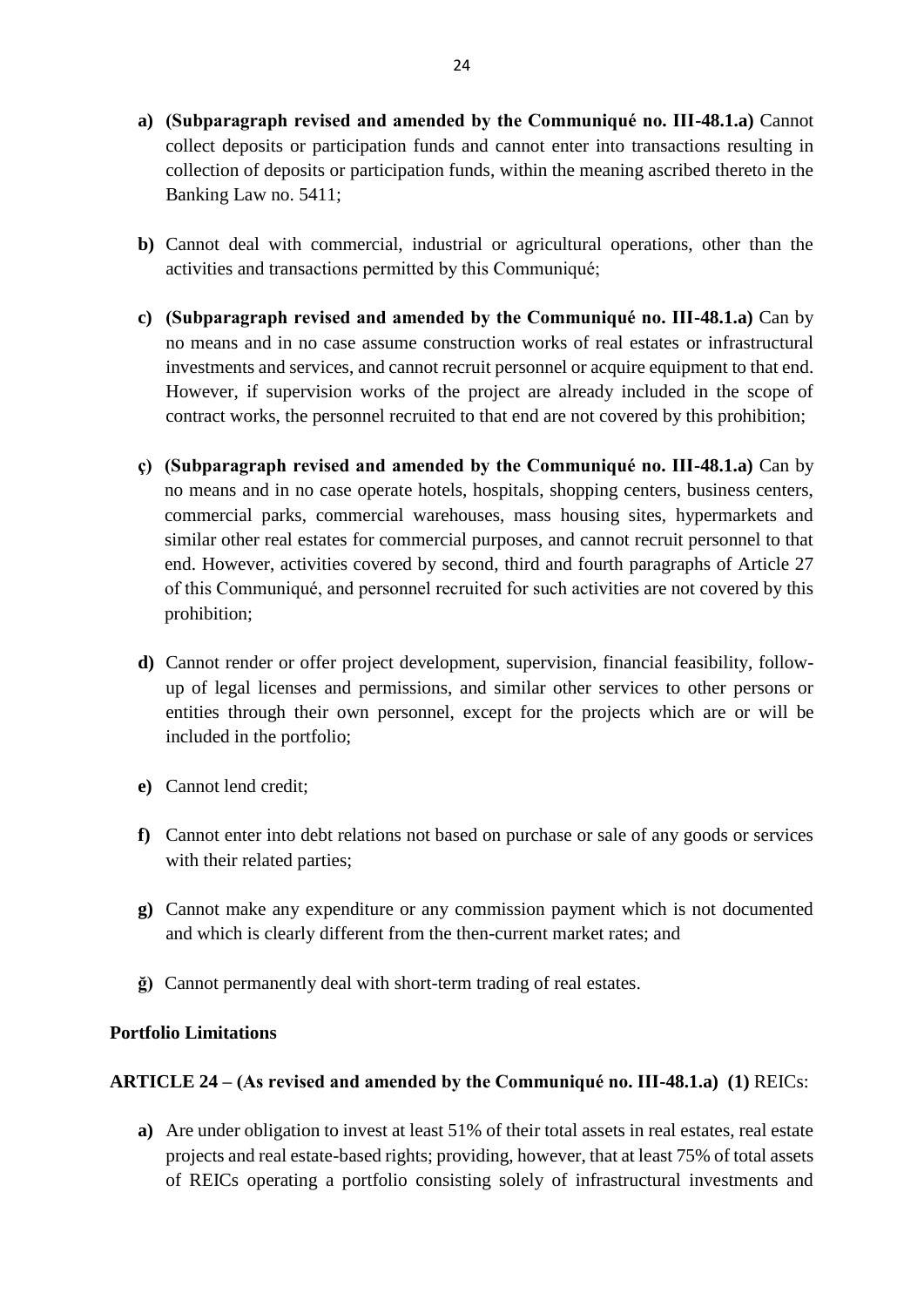- **a)** **(Subparagraph revised and amended by the Communiqué no. III-48.1.a)** Cannot collect deposits or participation funds and cannot enter into transactions resulting in collection of deposits or participation funds, within the meaning ascribed thereto in the Banking Law no. 5411;

- **b)** Cannot deal with commercial, industrial or agricultural operations, other than the activities and transactions permitted by this Communiqué;

- **c)** **(Subparagraph revised and amended by the Communiqué no. III-48.1.a)** Can by no means and in no case assume construction works of real estates or infrastructural investments and services, and cannot recruit personnel or acquire equipment to that end. However, if supervision works of the project are already included in the scope of contract works, the personnel recruited to that end are not covered by this prohibition;

- **ç)** **(Subparagraph revised and amended by the Communiqué no. III-48.1.a)** Can by no means and in no case operate hotels, hospitals, shopping centers, business centers, commercial parks, commercial warehouses, mass housing sites, hypermarkets and similar other real estates for commercial purposes, and cannot recruit personnel to that end. However, activities covered by second, third and fourth paragraphs of Article 27 of this Communiqué, and personnel recruited for such activities are not covered by this prohibition;

- **d)** Cannot render or offer project development, supervision, financial feasibility, follow-up of legal licenses and permissions, and similar other services to other persons or entities through their own personnel, except for the projects which are or will be included in the portfolio;

- **e)** Cannot lend credit;

- **f)** Cannot enter into debt relations not based on purchase or sale of any goods or services with their related parties;

- **g)** Cannot make any expenditure or any commission payment which is not documented and which is clearly different from the then-current market rates; and

- **ğ)** Cannot permanently deal with short-term trading of real estates.

**Portfolio Limitations**

**ARTICLE 24 – (As revised and amended by the Communiqué no. III-48.1.a) (1)** REICs:

- **a)** Are under obligation to invest at least 51% of their total assets in real estates, real estate projects and real estate-based rights; providing, however, that at least 75% of total assets of REICs operating a portfolio consisting solely of infrastructural investments and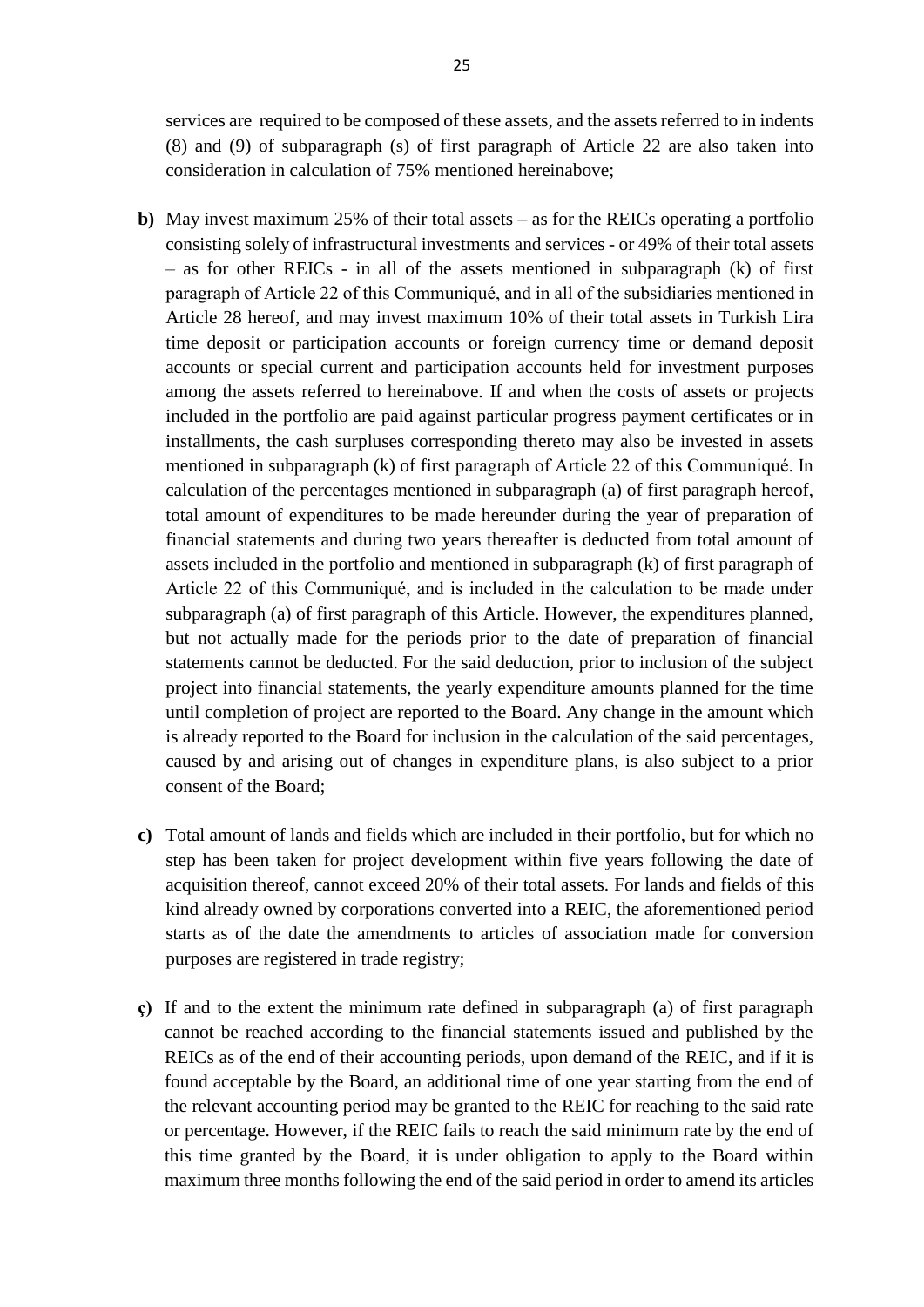services are required to be composed of these assets, and the assets referred to in indents (8) and (9) of subparagraph (s) of first paragraph of Article 22 are also taken into consideration in calculation of 75% mentioned hereinabove;

**b)** May invest maximum 25% of their total assets – as for the REICs operating a portfolio consisting solely of infrastructural investments and services - or 49% of their total assets – as for other REICs - in all of the assets mentioned in subparagraph (k) of first paragraph of Article 22 of this Communiqué, and in all of the subsidiaries mentioned in Article 28 hereof, and may invest maximum 10% of their total assets in Turkish Lira time deposit or participation accounts or foreign currency time or demand deposit accounts or special current and participation accounts held for investment purposes among the assets referred to hereinabove. If and when the costs of assets or projects included in the portfolio are paid against particular progress payment certificates or in installments, the cash surpluses corresponding thereto may also be invested in assets mentioned in subparagraph (k) of first paragraph of Article 22 of this Communiqué. In calculation of the percentages mentioned in subparagraph (a) of first paragraph hereof, total amount of expenditures to be made hereunder during the year of preparation of financial statements and during two years thereafter is deducted from total amount of assets included in the portfolio and mentioned in subparagraph (k) of first paragraph of Article 22 of this Communiqué, and is included in the calculation to be made under subparagraph (a) of first paragraph of this Article. However, the expenditures planned, but not actually made for the periods prior to the date of preparation of financial statements cannot be deducted. For the said deduction, prior to inclusion of the subject project into financial statements, the yearly expenditure amounts planned for the time until completion of project are reported to the Board. Any change in the amount which is already reported to the Board for inclusion in the calculation of the said percentages, caused by and arising out of changes in expenditure plans, is also subject to a prior consent of the Board;

**c)** Total amount of lands and fields which are included in their portfolio, but for which no step has been taken for project development within five years following the date of acquisition thereof, cannot exceed 20% of their total assets. For lands and fields of this kind already owned by corporations converted into a REIC, the aforementioned period starts as of the date the amendments to articles of association made for conversion purposes are registered in trade registry;

**ç)** If and to the extent the minimum rate defined in subparagraph (a) of first paragraph cannot be reached according to the financial statements issued and published by the REICs as of the end of their accounting periods, upon demand of the REIC, and if it is found acceptable by the Board, an additional time of one year starting from the end of the relevant accounting period may be granted to the REIC for reaching to the said rate or percentage. However, if the REIC fails to reach the said minimum rate by the end of this time granted by the Board, it is under obligation to apply to the Board within maximum three months following the end of the said period in order to amend its articles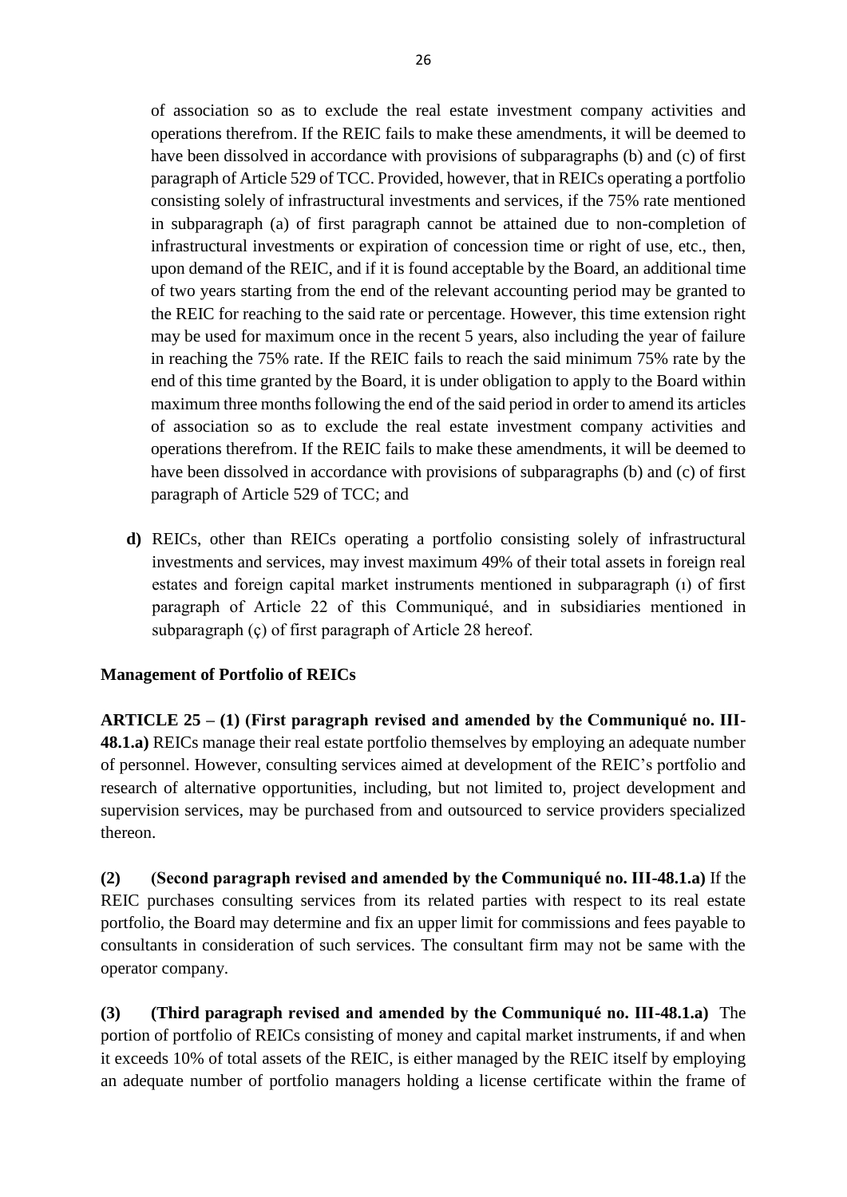of association so as to exclude the real estate investment company activities and operations therefrom. If the REIC fails to make these amendments, it will be deemed to have been dissolved in accordance with provisions of subparagraphs (b) and (c) of first paragraph of Article 529 of TCC. Provided, however, that in REICs operating a portfolio consisting solely of infrastructural investments and services, if the 75% rate mentioned in subparagraph (a) of first paragraph cannot be attained due to non-completion of infrastructural investments or expiration of concession time or right of use, etc., then, upon demand of the REIC, and if it is found acceptable by the Board, an additional time of two years starting from the end of the relevant accounting period may be granted to the REIC for reaching to the said rate or percentage. However, this time extension right may be used for maximum once in the recent 5 years, also including the year of failure in reaching the 75% rate. If the REIC fails to reach the said minimum 75% rate by the end of this time granted by the Board, it is under obligation to apply to the Board within maximum three months following the end of the said period in order to amend its articles of association so as to exclude the real estate investment company activities and operations therefrom. If the REIC fails to make these amendments, it will be deemed to have been dissolved in accordance with provisions of subparagraphs (b) and (c) of first paragraph of Article 529 of TCC; and

**d)** REICs, other than REICs operating a portfolio consisting solely of infrastructural investments and services, may invest maximum 49% of their total assets in foreign real estates and foreign capital market instruments mentioned in subparagraph (ı) of first paragraph of Article 22 of this Communiqué, and in subsidiaries mentioned in subparagraph (ç) of first paragraph of Article 28 hereof.

**Management of Portfolio of REICs**

**ARTICLE 25 – (1) (First paragraph revised and amended by the Communiqué no. III-48.1.a)** REICs manage their real estate portfolio themselves by employing an adequate number of personnel. However, consulting services aimed at development of the REIC's portfolio and research of alternative opportunities, including, but not limited to, project development and supervision services, may be purchased from and outsourced to service providers specialized thereon.

**(2) (Second paragraph revised and amended by the Communiqué no. III-48.1.a)** If the REIC purchases consulting services from its related parties with respect to its real estate portfolio, the Board may determine and fix an upper limit for commissions and fees payable to consultants in consideration of such services. The consultant firm may not be same with the operator company.

**(3) (Third paragraph revised and amended by the Communiqué no. III-48.1.a)** The portion of portfolio of REICs consisting of money and capital market instruments, if and when it exceeds 10% of total assets of the REIC, is either managed by the REIC itself by employing an adequate number of portfolio managers holding a license certificate within the frame of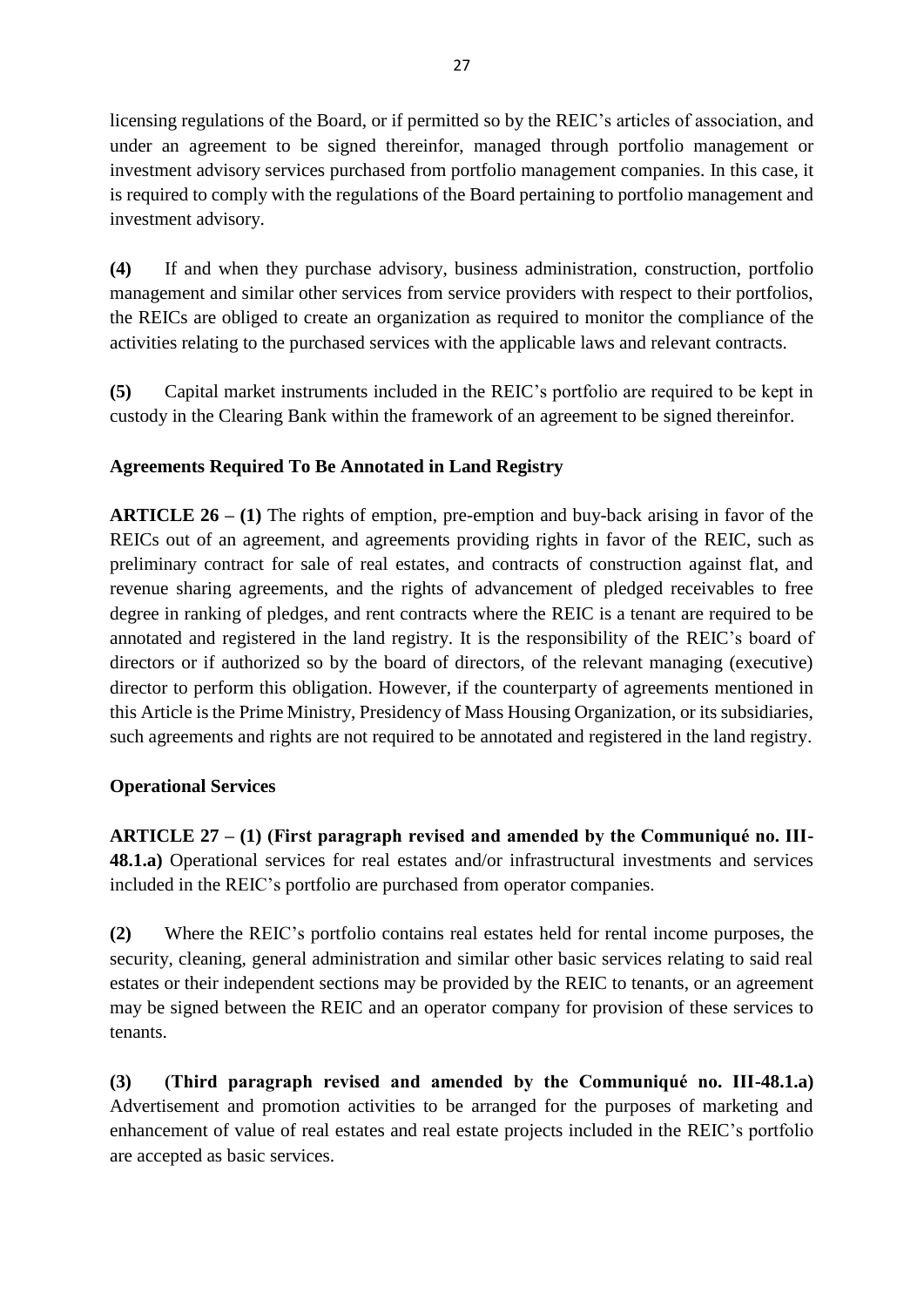licensing regulations of the Board, or if permitted so by the REIC's articles of association, and under an agreement to be signed thereinfor, managed through portfolio management or investment advisory services purchased from portfolio management companies. In this case, it is required to comply with the regulations of the Board pertaining to portfolio management and investment advisory.

**(4)** If and when they purchase advisory, business administration, construction, portfolio management and similar other services from service providers with respect to their portfolios, the REICs are obliged to create an organization as required to monitor the compliance of the activities relating to the purchased services with the applicable laws and relevant contracts.

**(5)** Capital market instruments included in the REIC's portfolio are required to be kept in custody in the Clearing Bank within the framework of an agreement to be signed thereinfor.

**Agreements Required To Be Annotated in Land Registry**

**ARTICLE 26 – (1)** The rights of emption, pre-emption and buy-back arising in favor of the REICs out of an agreement, and agreements providing rights in favor of the REIC, such as preliminary contract for sale of real estates, and contracts of construction against flat, and revenue sharing agreements, and the rights of advancement of pledged receivables to free degree in ranking of pledges, and rent contracts where the REIC is a tenant are required to be annotated and registered in the land registry. It is the responsibility of the REIC's board of directors or if authorized so by the board of directors, of the relevant managing (executive) director to perform this obligation. However, if the counterparty of agreements mentioned in this Article is the Prime Ministry, Presidency of Mass Housing Organization, or its subsidiaries, such agreements and rights are not required to be annotated and registered in the land registry.

**Operational Services**

**ARTICLE 27 – (1) (First paragraph revised and amended by the Communiqué no. III-48.1.a)** Operational services for real estates and/or infrastructural investments and services included in the REIC's portfolio are purchased from operator companies.

**(2)** Where the REIC's portfolio contains real estates held for rental income purposes, the security, cleaning, general administration and similar other basic services relating to said real estates or their independent sections may be provided by the REIC to tenants, or an agreement may be signed between the REIC and an operator company for provision of these services to tenants.

**(3)** **(Third paragraph revised and amended by the Communiqué no. III-48.1.a)** Advertisement and promotion activities to be arranged for the purposes of marketing and enhancement of value of real estates and real estate projects included in the REIC's portfolio are accepted as basic services.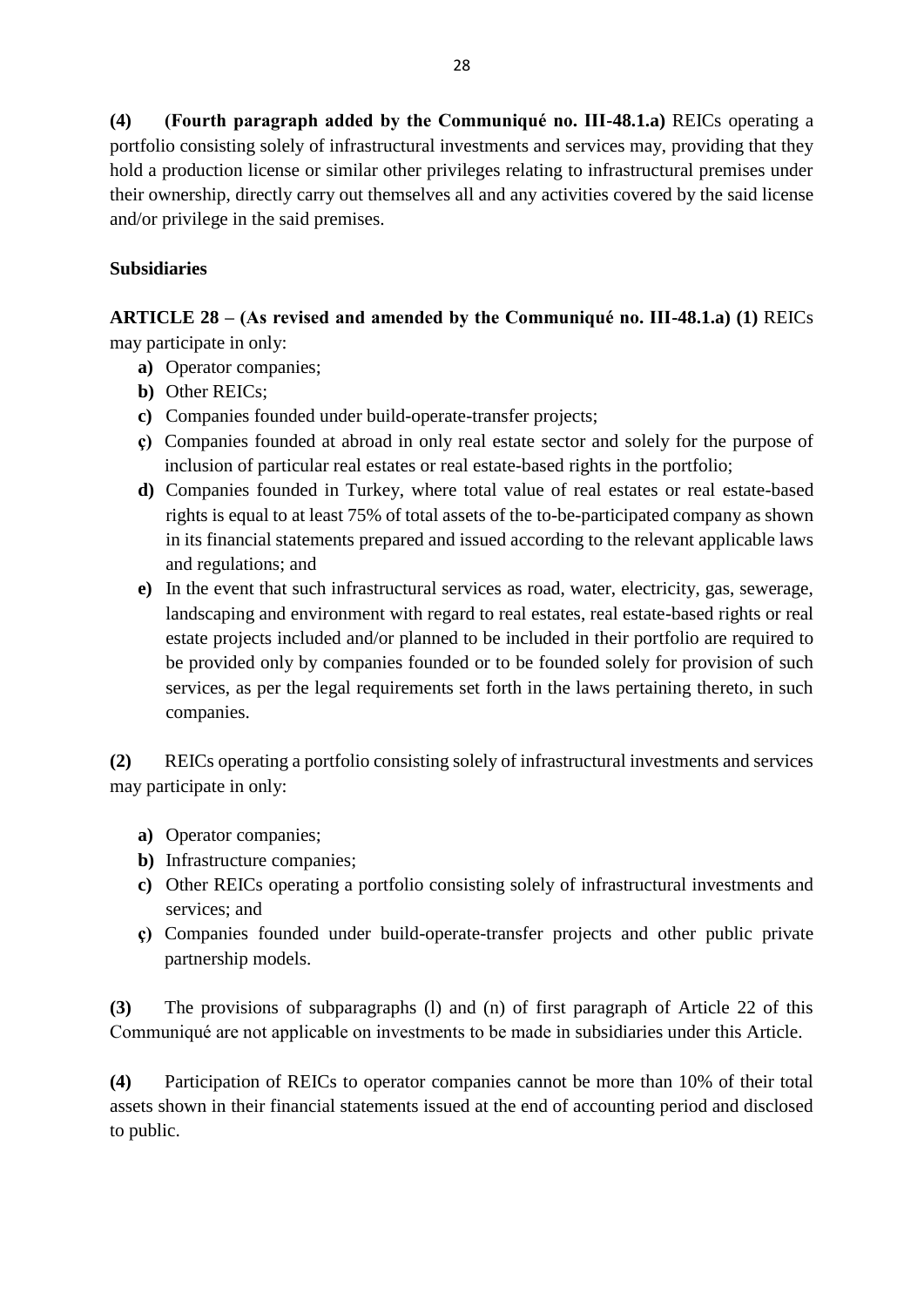**(4)** **(Fourth paragraph added by the Communiqué no. III-48.1.a)** REICs operating a portfolio consisting solely of infrastructural investments and services may, providing that they hold a production license or similar other privileges relating to infrastructural premises under their ownership, directly carry out themselves all and any activities covered by the said license and/or privilege in the said premises.

**Subsidiaries**

**ARTICLE 28 – (As revised and amended by the Communiqué no. III-48.1.a) (1)** REICs may participate in only:

- **a)** Operator companies;
- **b)** Other REICs;
- **c)** Companies founded under build-operate-transfer projects;
- **ç)** Companies founded at abroad in only real estate sector and solely for the purpose of inclusion of particular real estates or real estate-based rights in the portfolio;
- **d)** Companies founded in Turkey, where total value of real estates or real estate-based rights is equal to at least 75% of total assets of the to-be-participated company as shown in its financial statements prepared and issued according to the relevant applicable laws and regulations; and
- **e)** In the event that such infrastructural services as road, water, electricity, gas, sewerage, landscaping and environment with regard to real estates, real estate-based rights or real estate projects included and/or planned to be included in their portfolio are required to be provided only by companies founded or to be founded solely for provision of such services, as per the legal requirements set forth in the laws pertaining thereto, in such companies.

**(2)** REICs operating a portfolio consisting solely of infrastructural investments and services may participate in only:

- **a)** Operator companies;
- **b)** Infrastructure companies;
- **c)** Other REICs operating a portfolio consisting solely of infrastructural investments and services; and
- **ç)** Companies founded under build-operate-transfer projects and other public private partnership models.

**(3)** The provisions of subparagraphs (l) and (n) of first paragraph of Article 22 of this Communiqué are not applicable on investments to be made in subsidiaries under this Article.

**(4)** Participation of REICs to operator companies cannot be more than 10% of their total assets shown in their financial statements issued at the end of accounting period and disclosed to public.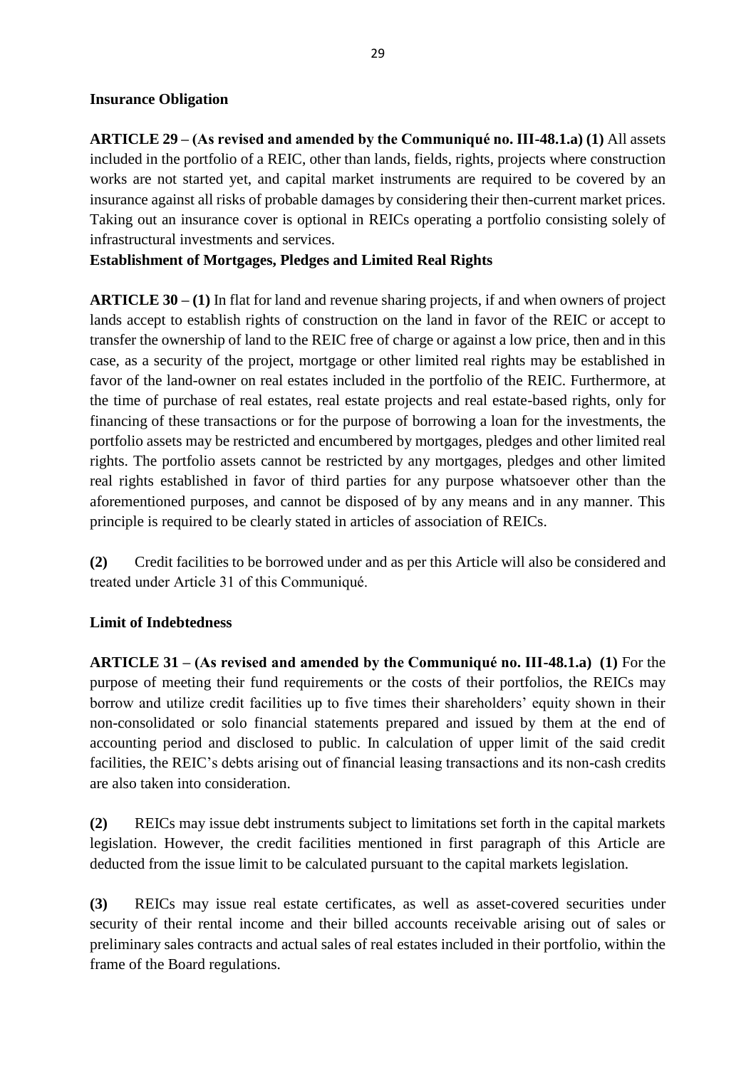**Insurance Obligation**

**ARTICLE 29 – (As revised and amended by the Communiqué no. III-48.1.a) (1)** All assets included in the portfolio of a REIC, other than lands, fields, rights, projects where construction works are not started yet, and capital market instruments are required to be covered by an insurance against all risks of probable damages by considering their then-current market prices. Taking out an insurance cover is optional in REICs operating a portfolio consisting solely of infrastructural investments and services.

**Establishment of Mortgages, Pledges and Limited Real Rights**

**ARTICLE 30 – (1)** In flat for land and revenue sharing projects, if and when owners of project lands accept to establish rights of construction on the land in favor of the REIC or accept to transfer the ownership of land to the REIC free of charge or against a low price, then and in this case, as a security of the project, mortgage or other limited real rights may be established in favor of the land-owner on real estates included in the portfolio of the REIC. Furthermore, at the time of purchase of real estates, real estate projects and real estate-based rights, only for financing of these transactions or for the purpose of borrowing a loan for the investments, the portfolio assets may be restricted and encumbered by mortgages, pledges and other limited real rights. The portfolio assets cannot be restricted by any mortgages, pledges and other limited real rights established in favor of third parties for any purpose whatsoever other than the aforementioned purposes, and cannot be disposed of by any means and in any manner. This principle is required to be clearly stated in articles of association of REICs.

**(2)** Credit facilities to be borrowed under and as per this Article will also be considered and treated under Article 31 of this Communiqué.

**Limit of Indebtedness**

**ARTICLE 31 – (As revised and amended by the Communiqué no. III-48.1.a) (1)** For the purpose of meeting their fund requirements or the costs of their portfolios, the REICs may borrow and utilize credit facilities up to five times their shareholders' equity shown in their non-consolidated or solo financial statements prepared and issued by them at the end of accounting period and disclosed to public. In calculation of upper limit of the said credit facilities, the REIC's debts arising out of financial leasing transactions and its non-cash credits are also taken into consideration.

**(2)** REICs may issue debt instruments subject to limitations set forth in the capital markets legislation. However, the credit facilities mentioned in first paragraph of this Article are deducted from the issue limit to be calculated pursuant to the capital markets legislation.

**(3)** REICs may issue real estate certificates, as well as asset-covered securities under security of their rental income and their billed accounts receivable arising out of sales or preliminary sales contracts and actual sales of real estates included in their portfolio, within the frame of the Board regulations.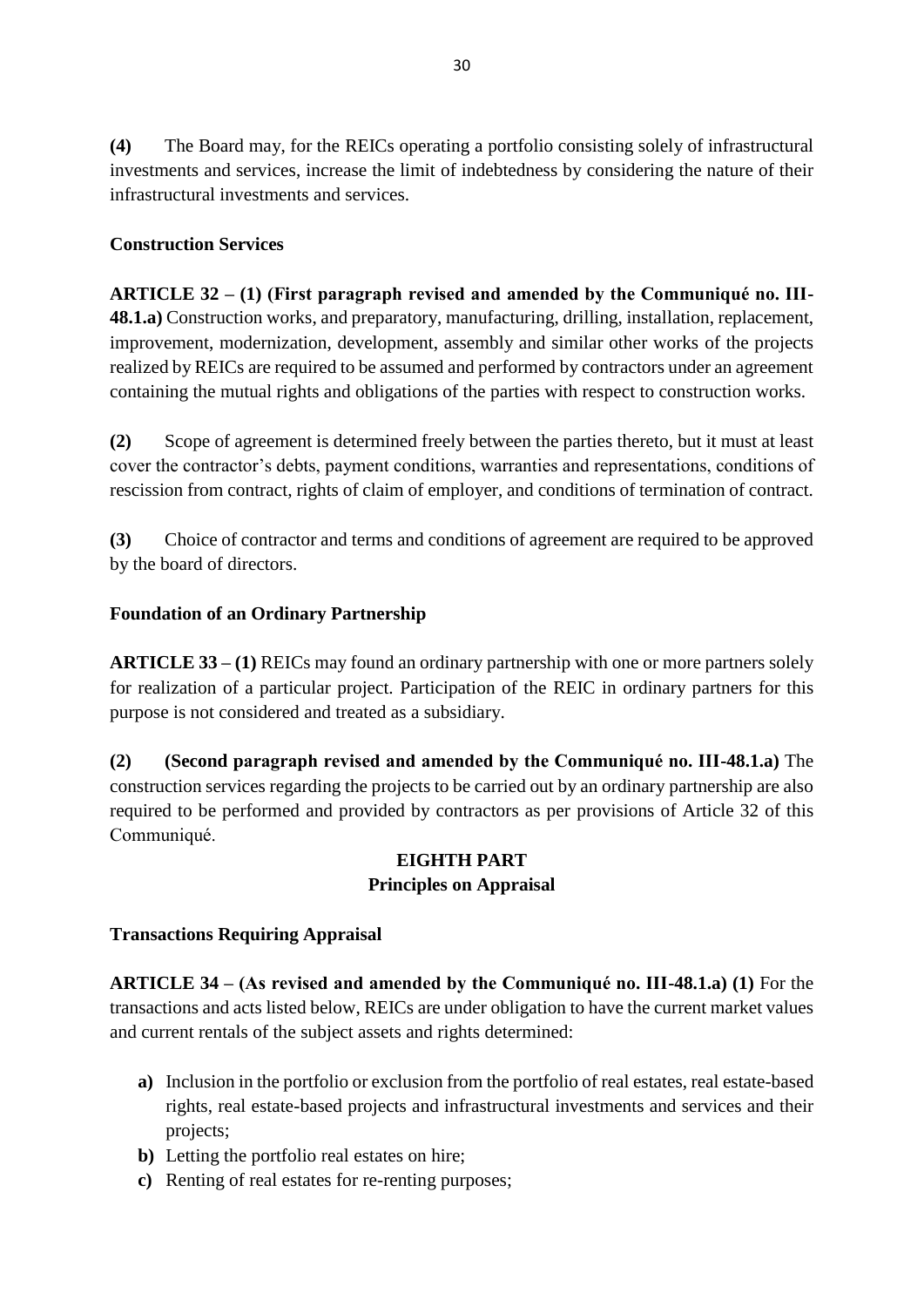**(4)** The Board may, for the REICs operating a portfolio consisting solely of infrastructural investments and services, increase the limit of indebtedness by considering the nature of their infrastructural investments and services.

**Construction Services**

**ARTICLE 32 – (1) (First paragraph revised and amended by the Communiqué no. III-48.1.a)** Construction works, and preparatory, manufacturing, drilling, installation, replacement, improvement, modernization, development, assembly and similar other works of the projects realized by REICs are required to be assumed and performed by contractors under an agreement containing the mutual rights and obligations of the parties with respect to construction works.

**(2)** Scope of agreement is determined freely between the parties thereto, but it must at least cover the contractor's debts, payment conditions, warranties and representations, conditions of rescission from contract, rights of claim of employer, and conditions of termination of contract.

**(3)** Choice of contractor and terms and conditions of agreement are required to be approved by the board of directors.

**Foundation of an Ordinary Partnership**

**ARTICLE 33 – (1)** REICs may found an ordinary partnership with one or more partners solely for realization of a particular project. Participation of the REIC in ordinary partners for this purpose is not considered and treated as a subsidiary.

**(2) (Second paragraph revised and amended by the Communiqué no. III-48.1.a)** The construction services regarding the projects to be carried out by an ordinary partnership are also required to be performed and provided by contractors as per provisions of Article 32 of this Communiqué.

## EIGHTH PART
## Principles on Appraisal

**Transactions Requiring Appraisal**

**ARTICLE 34 – (As revised and amended by the Communiqué no. III-48.1.a) (1)** For the transactions and acts listed below, REICs are under obligation to have the current market values and current rentals of the subject assets and rights determined:

- **a)** Inclusion in the portfolio or exclusion from the portfolio of real estates, real estate-based rights, real estate-based projects and infrastructural investments and services and their projects;
- **b)** Letting the portfolio real estates on hire;
- **c)** Renting of real estates for re-renting purposes;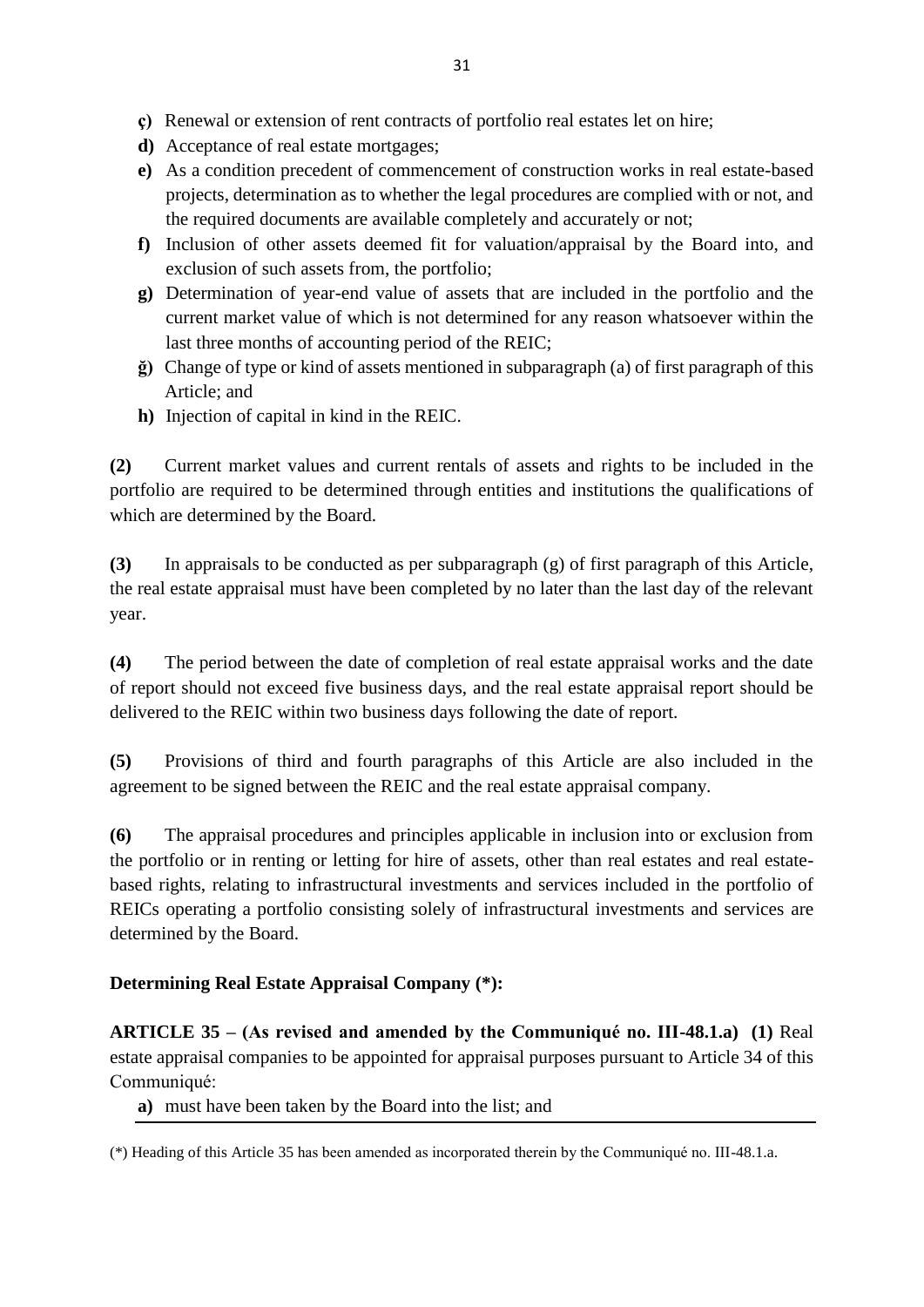- **ç)** Renewal or extension of rent contracts of portfolio real estates let on hire;
- **d)** Acceptance of real estate mortgages;
- **e)** As a condition precedent of commencement of construction works in real estate-based projects, determination as to whether the legal procedures are complied with or not, and the required documents are available completely and accurately or not;
- **f)** Inclusion of other assets deemed fit for valuation/appraisal by the Board into, and exclusion of such assets from, the portfolio;
- **g)** Determination of year-end value of assets that are included in the portfolio and the current market value of which is not determined for any reason whatsoever within the last three months of accounting period of the REIC;
- **ğ)** Change of type or kind of assets mentioned in subparagraph (a) of first paragraph of this Article; and
- **h)** Injection of capital in kind in the REIC.

**(2)** Current market values and current rentals of assets and rights to be included in the portfolio are required to be determined through entities and institutions the qualifications of which are determined by the Board.

**(3)** In appraisals to be conducted as per subparagraph (g) of first paragraph of this Article, the real estate appraisal must have been completed by no later than the last day of the relevant year.

**(4)** The period between the date of completion of real estate appraisal works and the date of report should not exceed five business days, and the real estate appraisal report should be delivered to the REIC within two business days following the date of report.

**(5)** Provisions of third and fourth paragraphs of this Article are also included in the agreement to be signed between the REIC and the real estate appraisal company.

**(6)** The appraisal procedures and principles applicable in inclusion into or exclusion from the portfolio or in renting or letting for hire of assets, other than real estates and real estate-based rights, relating to infrastructural investments and services included in the portfolio of REICs operating a portfolio consisting solely of infrastructural investments and services are determined by the Board.

**Determining Real Estate Appraisal Company (*):**

**ARTICLE 35 – (As revised and amended by the Communiqué no. III-48.1.a) (1)** Real estate appraisal companies to be appointed for appraisal purposes pursuant to Article 34 of this Communiqué:

- **a)** must have been taken by the Board into the list; and

(*) Heading of this Article 35 has been amended as incorporated therein by the Communiqué no. III-48.1.a.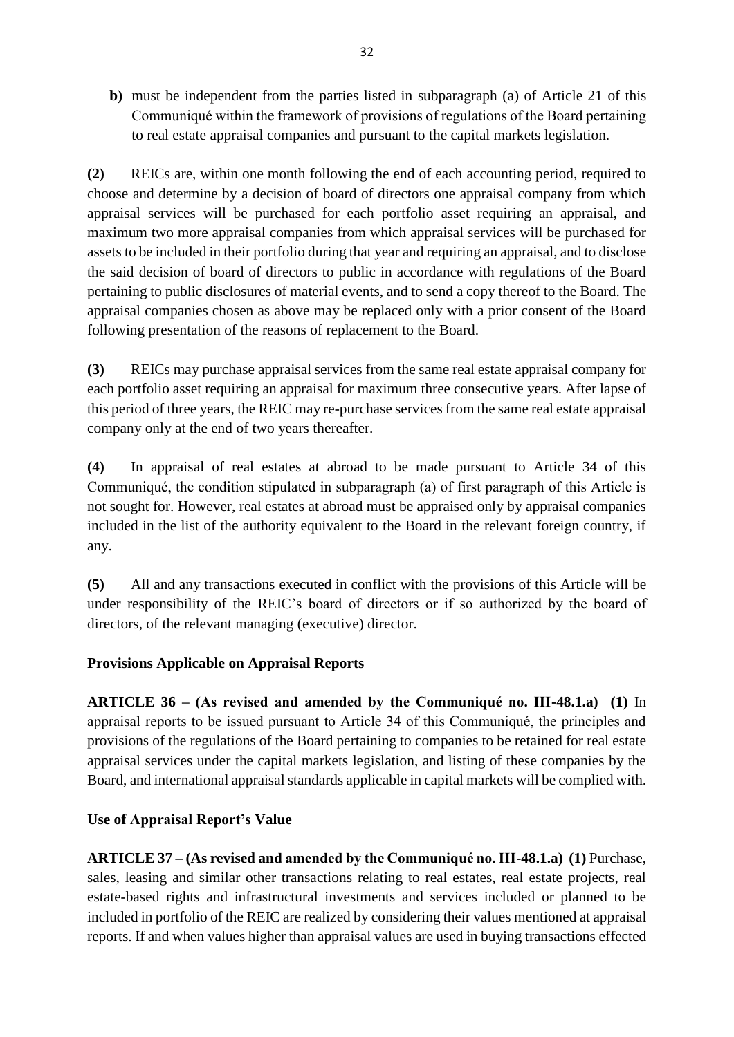**b)** must be independent from the parties listed in subparagraph (a) of Article 21 of this Communiqué within the framework of provisions of regulations of the Board pertaining to real estate appraisal companies and pursuant to the capital markets legislation.

**(2)** REICs are, within one month following the end of each accounting period, required to choose and determine by a decision of board of directors one appraisal company from which appraisal services will be purchased for each portfolio asset requiring an appraisal, and maximum two more appraisal companies from which appraisal services will be purchased for assets to be included in their portfolio during that year and requiring an appraisal, and to disclose the said decision of board of directors to public in accordance with regulations of the Board pertaining to public disclosures of material events, and to send a copy thereof to the Board. The appraisal companies chosen as above may be replaced only with a prior consent of the Board following presentation of the reasons of replacement to the Board.

**(3)** REICs may purchase appraisal services from the same real estate appraisal company for each portfolio asset requiring an appraisal for maximum three consecutive years. After lapse of this period of three years, the REIC may re-purchase services from the same real estate appraisal company only at the end of two years thereafter.

**(4)** In appraisal of real estates at abroad to be made pursuant to Article 34 of this Communiqué, the condition stipulated in subparagraph (a) of first paragraph of this Article is not sought for. However, real estates at abroad must be appraised only by appraisal companies included in the list of the authority equivalent to the Board in the relevant foreign country, if any.

**(5)** All and any transactions executed in conflict with the provisions of this Article will be under responsibility of the REIC's board of directors or if so authorized by the board of directors, of the relevant managing (executive) director.

### Provisions Applicable on Appraisal Reports

**ARTICLE 36 – (As revised and amended by the Communiqué no. III-48.1.a) (1)** In appraisal reports to be issued pursuant to Article 34 of this Communiqué, the principles and provisions of the regulations of the Board pertaining to companies to be retained for real estate appraisal services under the capital markets legislation, and listing of these companies by the Board, and international appraisal standards applicable in capital markets will be complied with.

### Use of Appraisal Report's Value

**ARTICLE 37 – (As revised and amended by the Communiqué no. III-48.1.a) (1)** Purchase, sales, leasing and similar other transactions relating to real estates, real estate projects, real estate-based rights and infrastructural investments and services included or planned to be included in portfolio of the REIC are realized by considering their values mentioned at appraisal reports. If and when values higher than appraisal values are used in buying transactions effected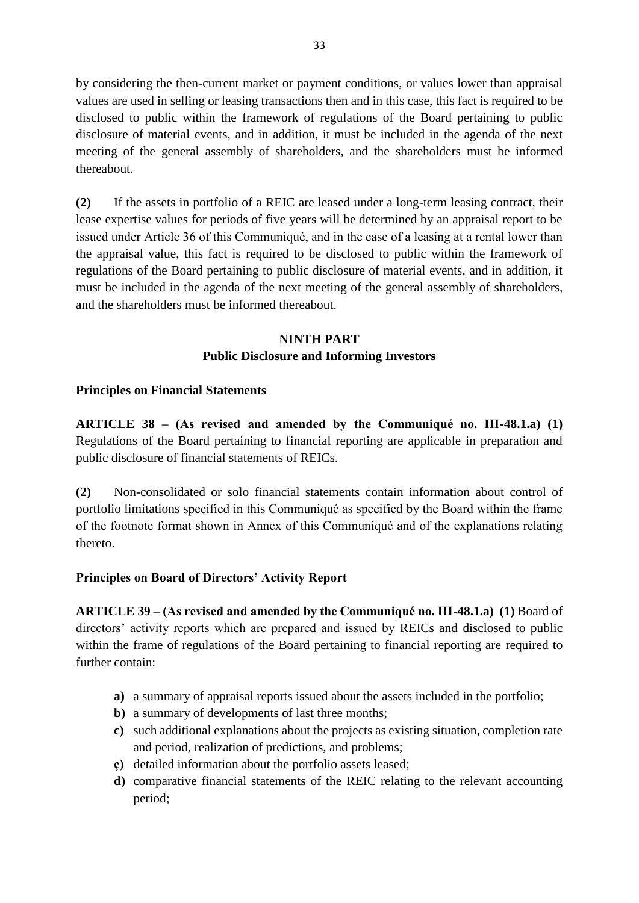by considering the then-current market or payment conditions, or values lower than appraisal values are used in selling or leasing transactions then and in this case, this fact is required to be disclosed to public within the framework of regulations of the Board pertaining to public disclosure of material events, and in addition, it must be included in the agenda of the next meeting of the general assembly of shareholders, and the shareholders must be informed thereabout.

**(2)** If the assets in portfolio of a REIC are leased under a long-term leasing contract, their lease expertise values for periods of five years will be determined by an appraisal report to be issued under Article 36 of this Communiqué, and in the case of a leasing at a rental lower than the appraisal value, this fact is required to be disclosed to public within the framework of regulations of the Board pertaining to public disclosure of material events, and in addition, it must be included in the agenda of the next meeting of the general assembly of shareholders, and the shareholders must be informed thereabout.

## NINTH PART
## Public Disclosure and Informing Investors

### Principles on Financial Statements

**ARTICLE 38 – (As revised and amended by the Communiqué no. III-48.1.a) (1)** Regulations of the Board pertaining to financial reporting are applicable in preparation and public disclosure of financial statements of REICs.

**(2)** Non-consolidated or solo financial statements contain information about control of portfolio limitations specified in this Communiqué as specified by the Board within the frame of the footnote format shown in Annex of this Communiqué and of the explanations relating thereto.

### Principles on Board of Directors' Activity Report

**ARTICLE 39 – (As revised and amended by the Communiqué no. III-48.1.a) (1)** Board of directors' activity reports which are prepared and issued by REICs and disclosed to public within the frame of regulations of the Board pertaining to financial reporting are required to further contain:

- **a)** a summary of appraisal reports issued about the assets included in the portfolio;
- **b)** a summary of developments of last three months;
- **c)** such additional explanations about the projects as existing situation, completion rate and period, realization of predictions, and problems;
- **ç)** detailed information about the portfolio assets leased;
- **d)** comparative financial statements of the REIC relating to the relevant accounting period;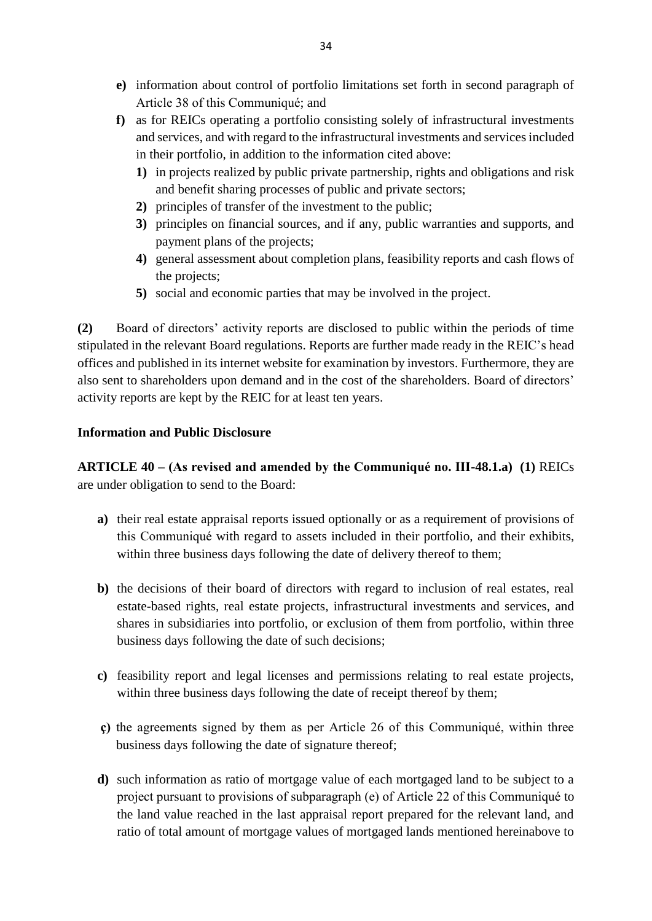- **e)** information about control of portfolio limitations set forth in second paragraph of Article 38 of this Communiqué; and
- **f)** as for REICs operating a portfolio consisting solely of infrastructural investments and services, and with regard to the infrastructural investments and services included in their portfolio, in addition to the information cited above:
  - **1)** in projects realized by public private partnership, rights and obligations and risk and benefit sharing processes of public and private sectors;
  - **2)** principles of transfer of the investment to the public;
  - **3)** principles on financial sources, and if any, public warranties and supports, and payment plans of the projects;
  - **4)** general assessment about completion plans, feasibility reports and cash flows of the projects;
  - **5)** social and economic parties that may be involved in the project.

**(2)** Board of directors' activity reports are disclosed to public within the periods of time stipulated in the relevant Board regulations. Reports are further made ready in the REIC's head offices and published in its internet website for examination by investors. Furthermore, they are also sent to shareholders upon demand and in the cost of the shareholders. Board of directors' activity reports are kept by the REIC for at least ten years.

**Information and Public Disclosure**

**ARTICLE 40 – (As revised and amended by the Communiqué no. III-48.1.a) (1)** REICs are under obligation to send to the Board:

- **a)** their real estate appraisal reports issued optionally or as a requirement of provisions of this Communiqué with regard to assets included in their portfolio, and their exhibits, within three business days following the date of delivery thereof to them;

- **b)** the decisions of their board of directors with regard to inclusion of real estates, real estate-based rights, real estate projects, infrastructural investments and services, and shares in subsidiaries into portfolio, or exclusion of them from portfolio, within three business days following the date of such decisions;

- **c)** feasibility report and legal licenses and permissions relating to real estate projects, within three business days following the date of receipt thereof by them;

- **ç)** the agreements signed by them as per Article 26 of this Communiqué, within three business days following the date of signature thereof;

- **d)** such information as ratio of mortgage value of each mortgaged land to be subject to a project pursuant to provisions of subparagraph (e) of Article 22 of this Communiqué to the land value reached in the last appraisal report prepared for the relevant land, and ratio of total amount of mortgage values of mortgaged lands mentioned hereinabove to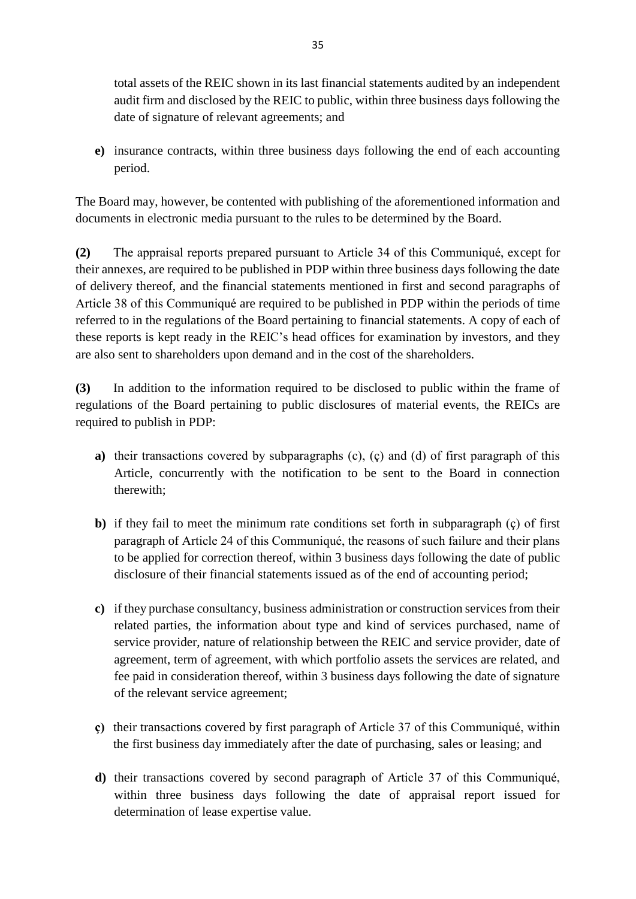total assets of the REIC shown in its last financial statements audited by an independent audit firm and disclosed by the REIC to public, within three business days following the date of signature of relevant agreements; and

**e)** insurance contracts, within three business days following the end of each accounting period.

The Board may, however, be contented with publishing of the aforementioned information and documents in electronic media pursuant to the rules to be determined by the Board.

**(2)** The appraisal reports prepared pursuant to Article 34 of this Communiqué, except for their annexes, are required to be published in PDP within three business days following the date of delivery thereof, and the financial statements mentioned in first and second paragraphs of Article 38 of this Communiqué are required to be published in PDP within the periods of time referred to in the regulations of the Board pertaining to financial statements. A copy of each of these reports is kept ready in the REIC's head offices for examination by investors, and they are also sent to shareholders upon demand and in the cost of the shareholders.

**(3)** In addition to the information required to be disclosed to public within the frame of regulations of the Board pertaining to public disclosures of material events, the REICs are required to publish in PDP:

**a)** their transactions covered by subparagraphs (c), (ç) and (d) of first paragraph of this Article, concurrently with the notification to be sent to the Board in connection therewith;

**b)** if they fail to meet the minimum rate conditions set forth in subparagraph (ç) of first paragraph of Article 24 of this Communiqué, the reasons of such failure and their plans to be applied for correction thereof, within 3 business days following the date of public disclosure of their financial statements issued as of the end of accounting period;

**c)** if they purchase consultancy, business administration or construction services from their related parties, the information about type and kind of services purchased, name of service provider, nature of relationship between the REIC and service provider, date of agreement, term of agreement, with which portfolio assets the services are related, and fee paid in consideration thereof, within 3 business days following the date of signature of the relevant service agreement;

**ç)** their transactions covered by first paragraph of Article 37 of this Communiqué, within the first business day immediately after the date of purchasing, sales or leasing; and

**d)** their transactions covered by second paragraph of Article 37 of this Communiqué, within three business days following the date of appraisal report issued for determination of lease expertise value.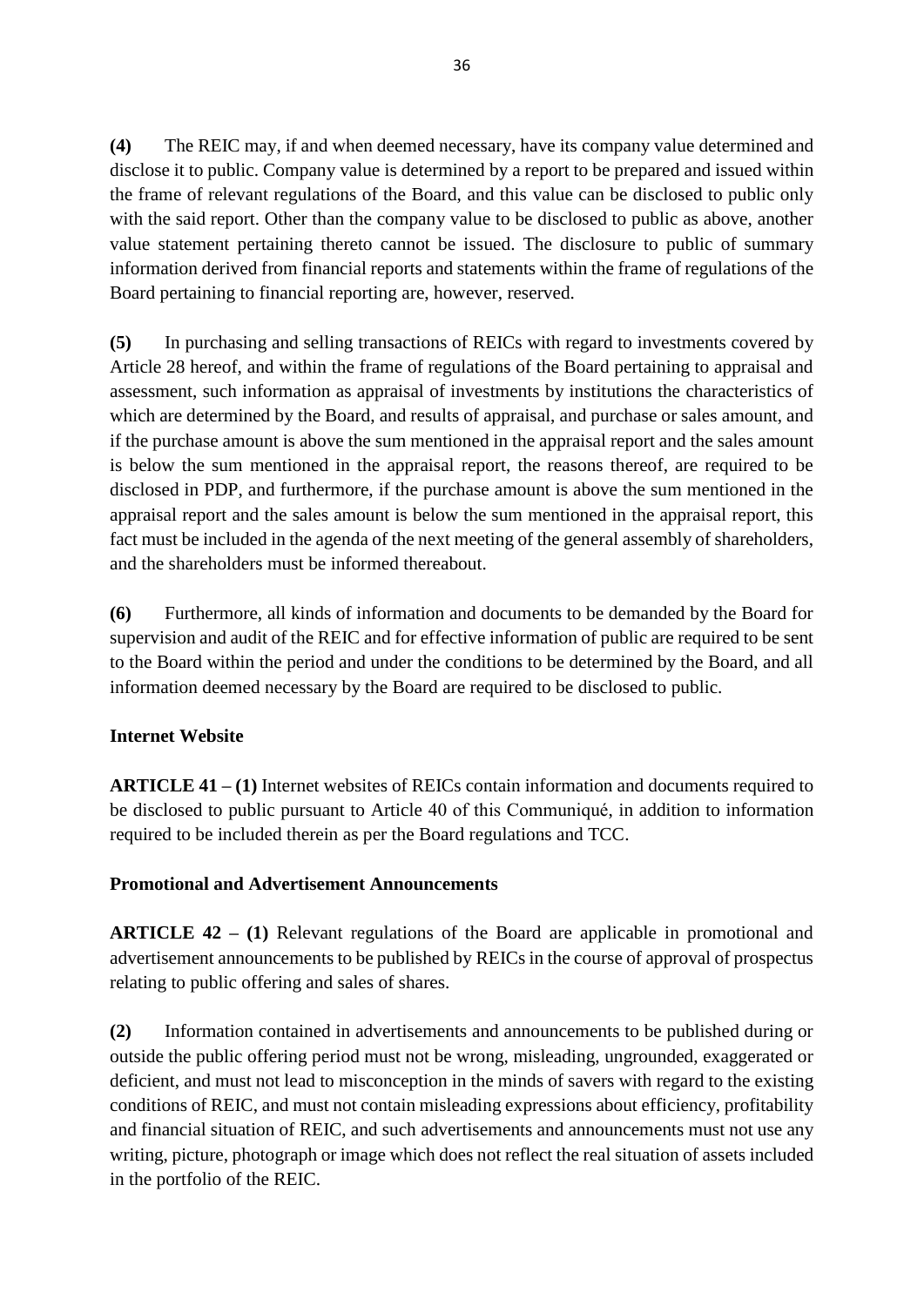**(4)** The REIC may, if and when deemed necessary, have its company value determined and disclose it to public. Company value is determined by a report to be prepared and issued within the frame of relevant regulations of the Board, and this value can be disclosed to public only with the said report. Other than the company value to be disclosed to public as above, another value statement pertaining thereto cannot be issued. The disclosure to public of summary information derived from financial reports and statements within the frame of regulations of the Board pertaining to financial reporting are, however, reserved.

**(5)** In purchasing and selling transactions of REICs with regard to investments covered by Article 28 hereof, and within the frame of regulations of the Board pertaining to appraisal and assessment, such information as appraisal of investments by institutions the characteristics of which are determined by the Board, and results of appraisal, and purchase or sales amount, and if the purchase amount is above the sum mentioned in the appraisal report and the sales amount is below the sum mentioned in the appraisal report, the reasons thereof, are required to be disclosed in PDP, and furthermore, if the purchase amount is above the sum mentioned in the appraisal report and the sales amount is below the sum mentioned in the appraisal report, this fact must be included in the agenda of the next meeting of the general assembly of shareholders, and the shareholders must be informed thereabout.

**(6)** Furthermore, all kinds of information and documents to be demanded by the Board for supervision and audit of the REIC and for effective information of public are required to be sent to the Board within the period and under the conditions to be determined by the Board, and all information deemed necessary by the Board are required to be disclosed to public.

**Internet Website**

**ARTICLE 41 – (1)** Internet websites of REICs contain information and documents required to be disclosed to public pursuant to Article 40 of this Communiqué, in addition to information required to be included therein as per the Board regulations and TCC.

**Promotional and Advertisement Announcements**

**ARTICLE 42 – (1)** Relevant regulations of the Board are applicable in promotional and advertisement announcements to be published by REICs in the course of approval of prospectus relating to public offering and sales of shares.

**(2)** Information contained in advertisements and announcements to be published during or outside the public offering period must not be wrong, misleading, ungrounded, exaggerated or deficient, and must not lead to misconception in the minds of savers with regard to the existing conditions of REIC, and must not contain misleading expressions about efficiency, profitability and financial situation of REIC, and such advertisements and announcements must not use any writing, picture, photograph or image which does not reflect the real situation of assets included in the portfolio of the REIC.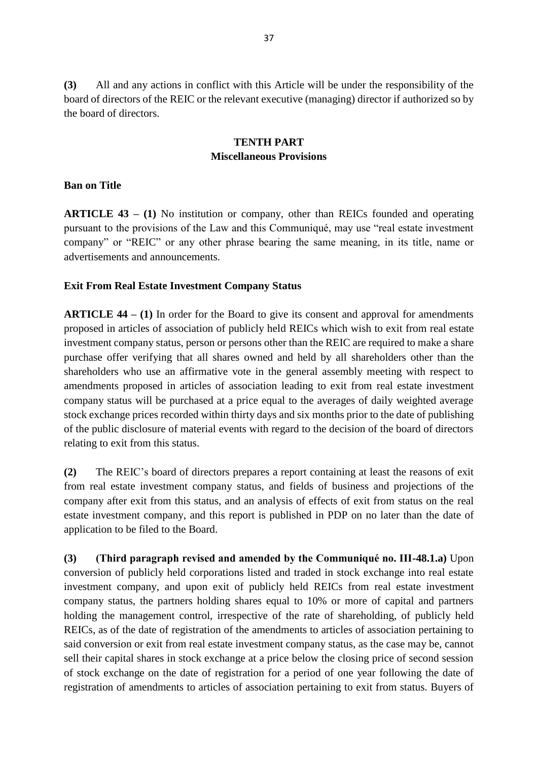**(3)** All and any actions in conflict with this Article will be under the responsibility of the board of directors of the REIC or the relevant executive (managing) director if authorized so by the board of directors.

## TENTH PART
## Miscellaneous Provisions

**Ban on Title**

**ARTICLE 43 – (1)** No institution or company, other than REICs founded and operating pursuant to the provisions of the Law and this Communiqué, may use "real estate investment company" or "REIC" or any other phrase bearing the same meaning, in its title, name or advertisements and announcements.

**Exit From Real Estate Investment Company Status**

**ARTICLE 44 – (1)** In order for the Board to give its consent and approval for amendments proposed in articles of association of publicly held REICs which wish to exit from real estate investment company status, person or persons other than the REIC are required to make a share purchase offer verifying that all shares owned and held by all shareholders other than the shareholders who use an affirmative vote in the general assembly meeting with respect to amendments proposed in articles of association leading to exit from real estate investment company status will be purchased at a price equal to the averages of daily weighted average stock exchange prices recorded within thirty days and six months prior to the date of publishing of the public disclosure of material events with regard to the decision of the board of directors relating to exit from this status.

**(2)** The REIC's board of directors prepares a report containing at least the reasons of exit from real estate investment company status, and fields of business and projections of the company after exit from this status, and an analysis of effects of exit from status on the real estate investment company, and this report is published in PDP on no later than the date of application to be filed to the Board.

**(3)** **(Third paragraph revised and amended by the Communiqué no. III-48.1.a)** Upon conversion of publicly held corporations listed and traded in stock exchange into real estate investment company, and upon exit of publicly held REICs from real estate investment company status, the partners holding shares equal to 10% or more of capital and partners holding the management control, irrespective of the rate of shareholding, of publicly held REICs, as of the date of registration of the amendments to articles of association pertaining to said conversion or exit from real estate investment company status, as the case may be, cannot sell their capital shares in stock exchange at a price below the closing price of second session of stock exchange on the date of registration for a period of one year following the date of registration of amendments to articles of association pertaining to exit from status. Buyers of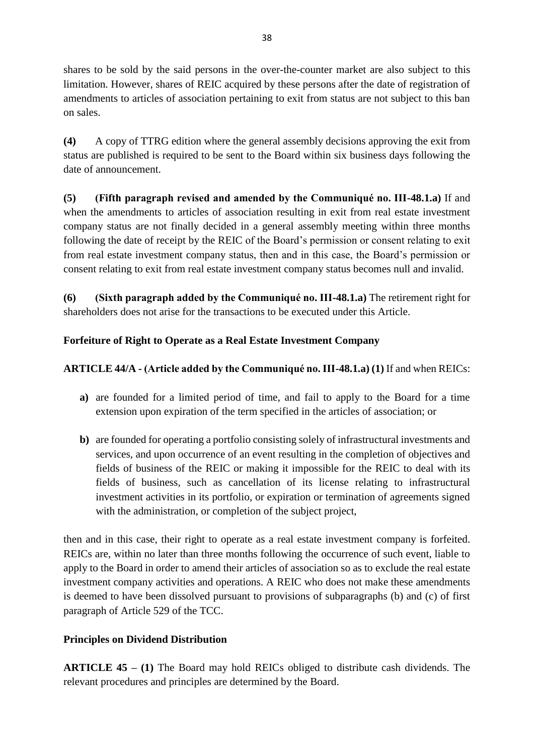shares to be sold by the said persons in the over-the-counter market are also subject to this limitation. However, shares of REIC acquired by these persons after the date of registration of amendments to articles of association pertaining to exit from status are not subject to this ban on sales.

**(4)** A copy of TTRG edition where the general assembly decisions approving the exit from status are published is required to be sent to the Board within six business days following the date of announcement.

**(5)** **(Fifth paragraph revised and amended by the Communiqué no. III-48.1.a)** If and when the amendments to articles of association resulting in exit from real estate investment company status are not finally decided in a general assembly meeting within three months following the date of receipt by the REIC of the Board's permission or consent relating to exit from real estate investment company status, then and in this case, the Board's permission or consent relating to exit from real estate investment company status becomes null and invalid.

**(6)** **(Sixth paragraph added by the Communiqué no. III-48.1.a)** The retirement right for shareholders does not arise for the transactions to be executed under this Article.

**Forfeiture of Right to Operate as a Real Estate Investment Company**

**ARTICLE 44/A - (Article added by the Communiqué no. III-48.1.a) (1)** If and when REICs:

- **a)** are founded for a limited period of time, and fail to apply to the Board for a time extension upon expiration of the term specified in the articles of association; or
- **b)** are founded for operating a portfolio consisting solely of infrastructural investments and services, and upon occurrence of an event resulting in the completion of objectives and fields of business of the REIC or making it impossible for the REIC to deal with its fields of business, such as cancellation of its license relating to infrastructural investment activities in its portfolio, or expiration or termination of agreements signed with the administration, or completion of the subject project,

then and in this case, their right to operate as a real estate investment company is forfeited. REICs are, within no later than three months following the occurrence of such event, liable to apply to the Board in order to amend their articles of association so as to exclude the real estate investment company activities and operations. A REIC who does not make these amendments is deemed to have been dissolved pursuant to provisions of subparagraphs (b) and (c) of first paragraph of Article 529 of the TCC.

**Principles on Dividend Distribution**

**ARTICLE 45 – (1)** The Board may hold REICs obliged to distribute cash dividends. The relevant procedures and principles are determined by the Board.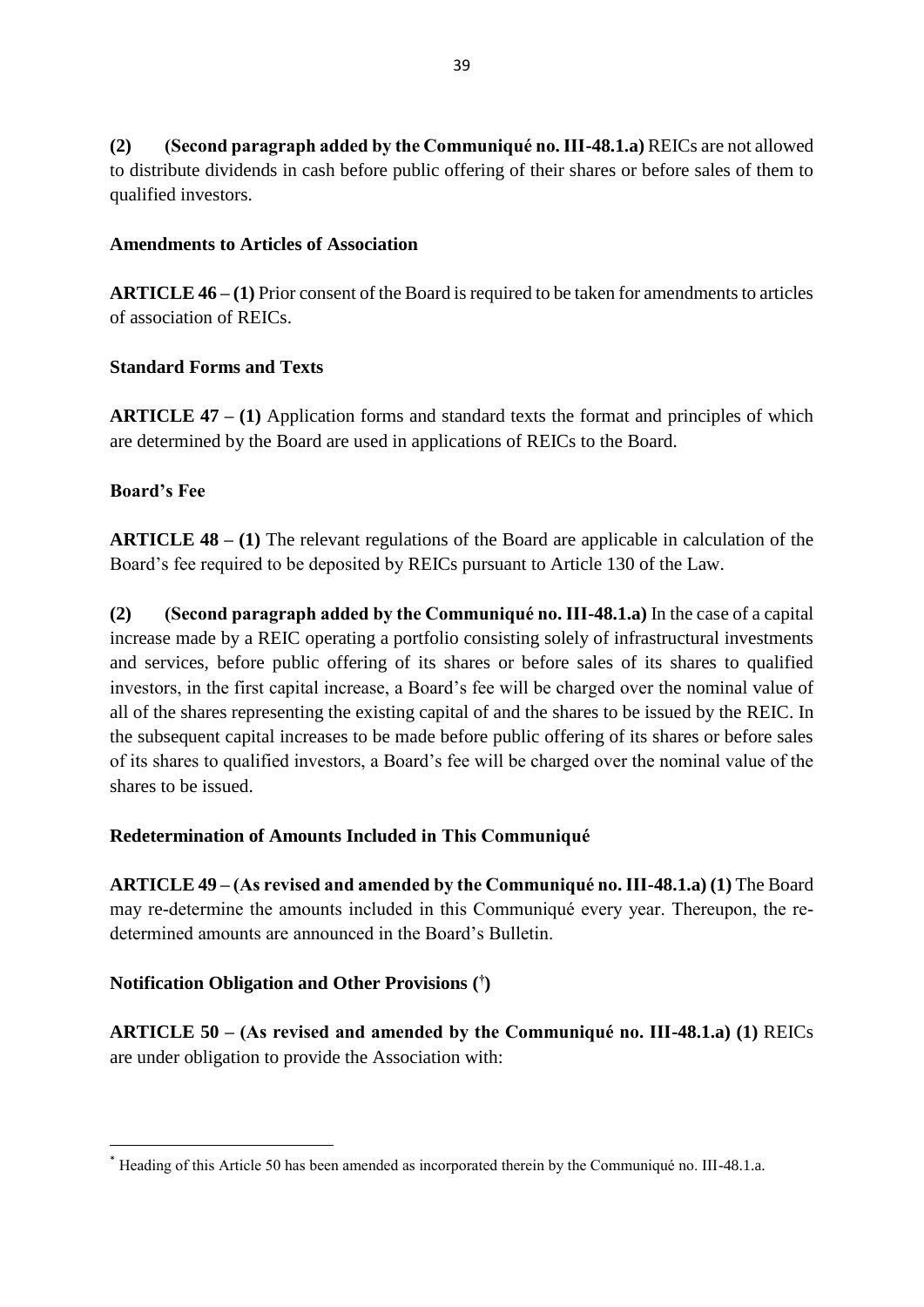**(2) (Second paragraph added by the Communiqué no. III-48.1.a)** REICs are not allowed to distribute dividends in cash before public offering of their shares or before sales of them to qualified investors.

### Amendments to Articles of Association

**ARTICLE 46 – (1)** Prior consent of the Board is required to be taken for amendments to articles of association of REICs.

### Standard Forms and Texts

**ARTICLE 47 – (1)** Application forms and standard texts the format and principles of which are determined by the Board are used in applications of REICs to the Board.

### Board's Fee

**ARTICLE 48 – (1)** The relevant regulations of the Board are applicable in calculation of the Board's fee required to be deposited by REICs pursuant to Article 130 of the Law.

**(2) (Second paragraph added by the Communiqué no. III-48.1.a)** In the case of a capital increase made by a REIC operating a portfolio consisting solely of infrastructural investments and services, before public offering of its shares or before sales of its shares to qualified investors, in the first capital increase, a Board's fee will be charged over the nominal value of all of the shares representing the existing capital of and the shares to be issued by the REIC. In the subsequent capital increases to be made before public offering of its shares or before sales of its shares to qualified investors, a Board's fee will be charged over the nominal value of the shares to be issued.

### Redetermination of Amounts Included in This Communiqué

**ARTICLE 49 – (As revised and amended by the Communiqué no. III-48.1.a) (1)** The Board may re-determine the amounts included in this Communiqué every year. Thereupon, the re-determined amounts are announced in the Board's Bulletin.

### Notification Obligation and Other Provisions (†)

**ARTICLE 50 – (As revised and amended by the Communiqué no. III-48.1.a) (1)** REICs are under obligation to provide the Association with:

---

* Heading of this Article 50 has been amended as incorporated therein by the Communiqué no. III-48.1.a.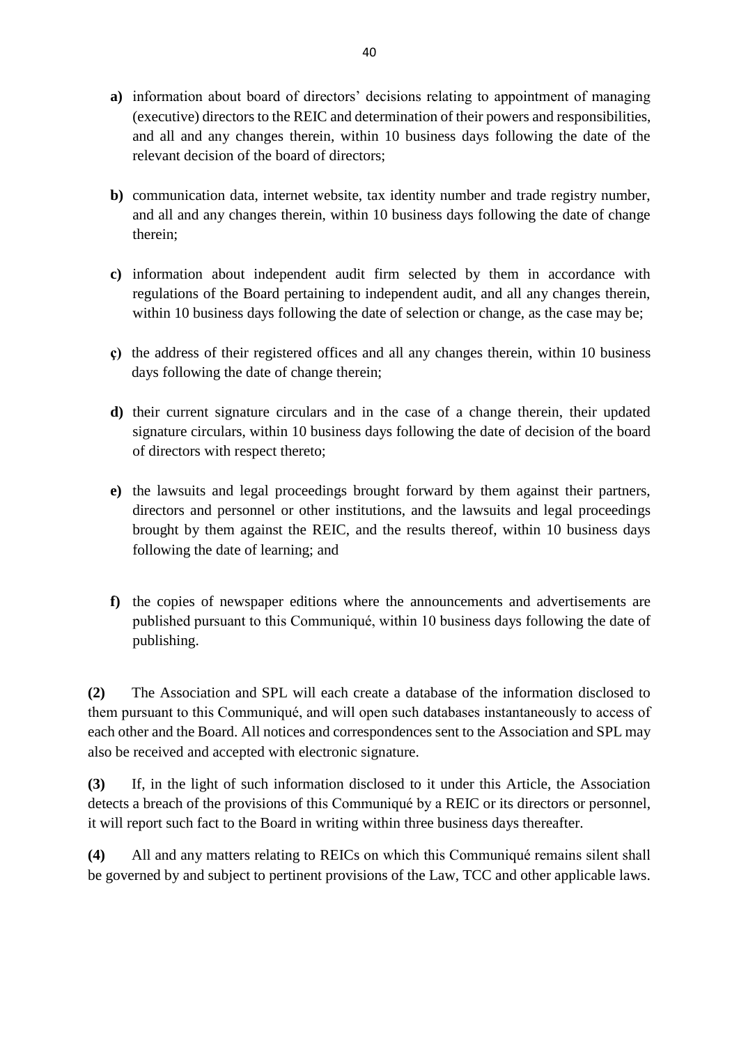- **a)** information about board of directors' decisions relating to appointment of managing (executive) directors to the REIC and determination of their powers and responsibilities, and all and any changes therein, within 10 business days following the date of the relevant decision of the board of directors;

- **b)** communication data, internet website, tax identity number and trade registry number, and all and any changes therein, within 10 business days following the date of change therein;

- **c)** information about independent audit firm selected by them in accordance with regulations of the Board pertaining to independent audit, and all any changes therein, within 10 business days following the date of selection or change, as the case may be;

- **ç)** the address of their registered offices and all any changes therein, within 10 business days following the date of change therein;

- **d)** their current signature circulars and in the case of a change therein, their updated signature circulars, within 10 business days following the date of decision of the board of directors with respect thereto;

- **e)** the lawsuits and legal proceedings brought forward by them against their partners, directors and personnel or other institutions, and the lawsuits and legal proceedings brought by them against the REIC, and the results thereof, within 10 business days following the date of learning; and

- **f)** the copies of newspaper editions where the announcements and advertisements are published pursuant to this Communiqué, within 10 business days following the date of publishing.

**(2)** The Association and SPL will each create a database of the information disclosed to them pursuant to this Communiqué, and will open such databases instantaneously to access of each other and the Board. All notices and correspondences sent to the Association and SPL may also be received and accepted with electronic signature.

**(3)** If, in the light of such information disclosed to it under this Article, the Association detects a breach of the provisions of this Communiqué by a REIC or its directors or personnel, it will report such fact to the Board in writing within three business days thereafter.

**(4)** All and any matters relating to REICs on which this Communiqué remains silent shall be governed by and subject to pertinent provisions of the Law, TCC and other applicable laws.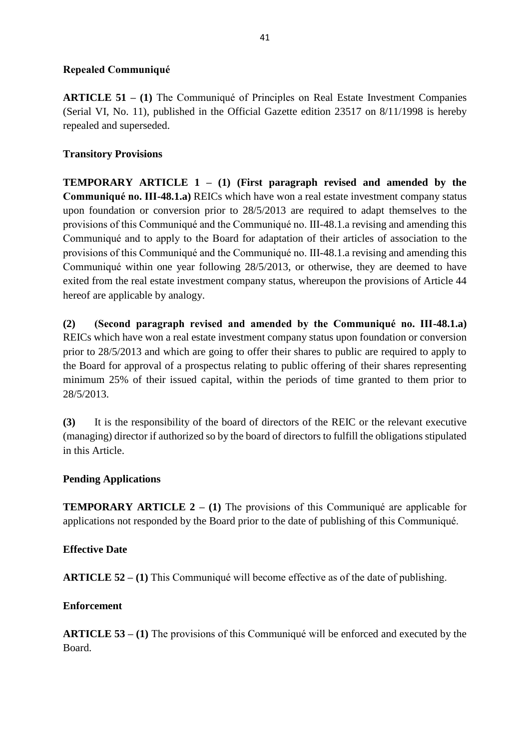**Repealed Communiqué**

**ARTICLE 51 – (1)** The Communiqué of Principles on Real Estate Investment Companies (Serial VI, No. 11), published in the Official Gazette edition 23517 on 8/11/1998 is hereby repealed and superseded.

**Transitory Provisions**

**TEMPORARY ARTICLE 1 – (1) (First paragraph revised and amended by the Communiqué no. III-48.1.a)** REICs which have won a real estate investment company status upon foundation or conversion prior to 28/5/2013 are required to adapt themselves to the provisions of this Communiqué and the Communiqué no. III-48.1.a revising and amending this Communiqué and to apply to the Board for adaptation of their articles of association to the provisions of this Communiqué and the Communiqué no. III-48.1.a revising and amending this Communiqué within one year following 28/5/2013, or otherwise, they are deemed to have exited from the real estate investment company status, whereupon the provisions of Article 44 hereof are applicable by analogy.

**(2) (Second paragraph revised and amended by the Communiqué no. III-48.1.a)** REICs which have won a real estate investment company status upon foundation or conversion prior to 28/5/2013 and which are going to offer their shares to public are required to apply to the Board for approval of a prospectus relating to public offering of their shares representing minimum 25% of their issued capital, within the periods of time granted to them prior to 28/5/2013.

**(3)** It is the responsibility of the board of directors of the REIC or the relevant executive (managing) director if authorized so by the board of directors to fulfill the obligations stipulated in this Article.

**Pending Applications**

**TEMPORARY ARTICLE 2 – (1)** The provisions of this Communiqué are applicable for applications not responded by the Board prior to the date of publishing of this Communiqué.

**Effective Date**

**ARTICLE 52 – (1)** This Communiqué will become effective as of the date of publishing.

**Enforcement**

**ARTICLE 53 – (1)** The provisions of this Communiqué will be enforced and executed by the Board.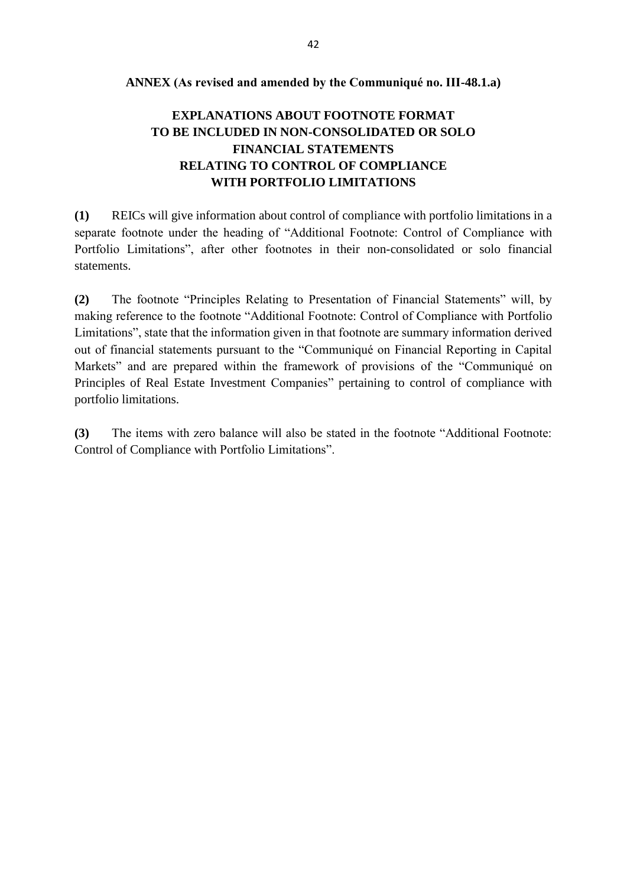**ANNEX (As revised and amended by the Communiqué no. III-48.1.a)**

# EXPLANATIONS ABOUT FOOTNOTE FORMAT TO BE INCLUDED IN NON-CONSOLIDATED OR SOLO FINANCIAL STATEMENTS RELATING TO CONTROL OF COMPLIANCE WITH PORTFOLIO LIMITATIONS

**(1)** REICs will give information about control of compliance with portfolio limitations in a separate footnote under the heading of "Additional Footnote: Control of Compliance with Portfolio Limitations", after other footnotes in their non-consolidated or solo financial statements.

**(2)** The footnote "Principles Relating to Presentation of Financial Statements" will, by making reference to the footnote "Additional Footnote: Control of Compliance with Portfolio Limitations", state that the information given in that footnote are summary information derived out of financial statements pursuant to the "Communiqué on Financial Reporting in Capital Markets" and are prepared within the framework of provisions of the "Communiqué on Principles of Real Estate Investment Companies" pertaining to control of compliance with portfolio limitations.

**(3)** The items with zero balance will also be stated in the footnote "Additional Footnote: Control of Compliance with Portfolio Limitations".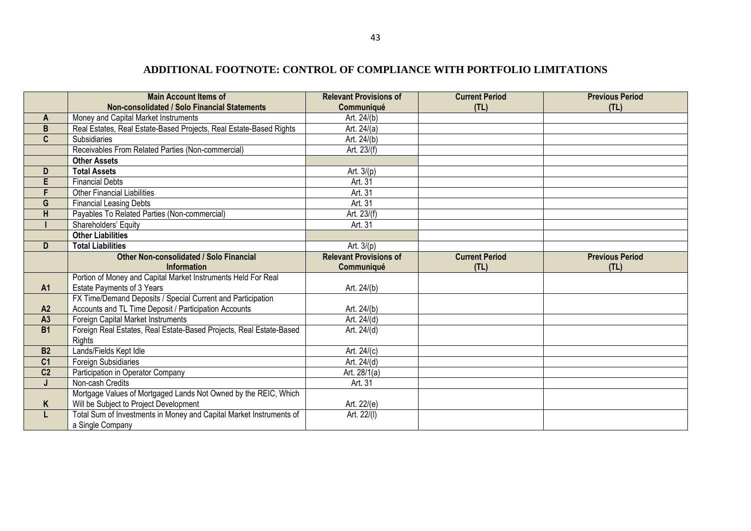## ADDITIONAL FOOTNOTE: CONTROL OF COMPLIANCE WITH PORTFOLIO LIMITATIONS

| | Main Account Items of Non-consolidated / Solo Financial Statements | Relevant Provisions of Communiqué | Current Period (TL) | Previous Period (TL) |
|---|---|---|---|---|
| A | Money and Capital Market Instruments | Art. 24/(b) | | |
| B | Real Estates, Real Estate-Based Projects, Real Estate-Based Rights | Art. 24/(a) | | |
| C | Subsidiaries | Art. 24/(b) | | |
| | Receivables From Related Parties (Non-commercial) | Art. 23/(f) | | |
| | **Other Assets** | | | |
| D | **Total Assets** | Art. 3/(p) | | |
| E | Financial Debts | Art. 31 | | |
| F | Other Financial Liabilities | Art. 31 | | |
| G | Financial Leasing Debts | Art. 31 | | |
| H | Payables To Related Parties (Non-commercial) | Art. 23/(f) | | |
| I | Shareholders' Equity | Art. 31 | | |
| | **Other Liabilities** | | | |
| D | **Total Liabilities** | Art. 3/(p) | | |
| | **Other Non-consolidated / Solo Financial Information** | **Relevant Provisions of Communiqué** | **Current Period (TL)** | **Previous Period (TL)** |
| A1 | Portion of Money and Capital Market Instruments Held For Real Estate Payments of 3 Years | Art. 24/(b) | | |
| A2 | FX Time/Demand Deposits / Special Current and Participation Accounts and TL Time Deposit / Participation Accounts | Art. 24/(b) | | |
| A3 | Foreign Capital Market Instruments | Art. 24/(d) | | |
| B1 | Foreign Real Estates, Real Estate-Based Projects, Real Estate-Based Rights | Art. 24/(d) | | |
| B2 | Lands/Fields Kept Idle | Art. 24/(c) | | |
| C1 | Foreign Subsidiaries | Art. 24/(d) | | |
| C2 | Participation in Operator Company | Art. 28/1(a) | | |
| J | Non-cash Credits | Art. 31 | | |
| K | Mortgage Values of Mortgaged Lands Not Owned by the REIC, Which Will be Subject to Project Development | Art. 22/(e) | | |
| L | Total Sum of Investments in Money and Capital Market Instruments of a Single Company | Art. 22/(l) | | |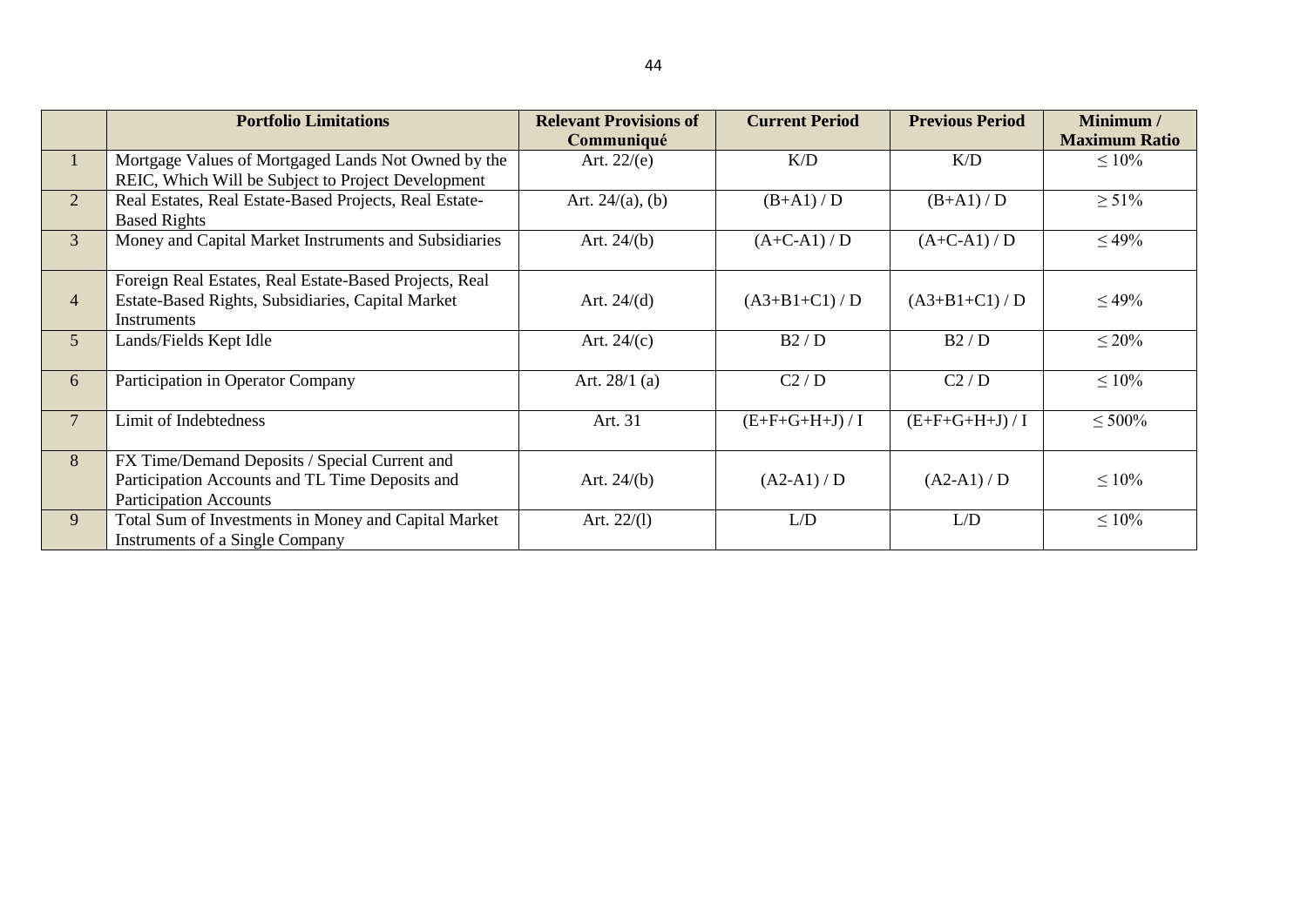| | Portfolio Limitations | Relevant Provisions of Communiqué | Current Period | Previous Period | Minimum / Maximum Ratio |
|---|---|---|---|---|---|
| 1 | Mortgage Values of Mortgaged Lands Not Owned by the REIC, Which Will be Subject to Project Development | Art. 22/(e) | K/D | K/D | ≤ 10% |
| 2 | Real Estates, Real Estate-Based Projects, Real Estate-Based Rights | Art. 24/(a), (b) | (B+A1) / D | (B+A1) / D | ≥ 51% |
| 3 | Money and Capital Market Instruments and Subsidiaries | Art. 24/(b) | (A+C-A1) / D | (A+C-A1) / D | ≤ 49% |
| 4 | Foreign Real Estates, Real Estate-Based Projects, Real Estate-Based Rights, Subsidiaries, Capital Market Instruments | Art. 24/(d) | (A3+B1+C1) / D | (A3+B1+C1) / D | ≤ 49% |
| 5 | Lands/Fields Kept Idle | Art. 24/(c) | B2 / D | B2 / D | ≤ 20% |
| 6 | Participation in Operator Company | Art. 28/1 (a) | C2 / D | C2 / D | ≤ 10% |
| 7 | Limit of Indebtedness | Art. 31 | (E+F+G+H+J) / I | (E+F+G+H+J) / I | ≤ 500% |
| 8 | FX Time/Demand Deposits / Special Current and Participation Accounts and TL Time Deposits and Participation Accounts | Art. 24/(b) | (A2-A1) / D | (A2-A1) / D | ≤ 10% |
| 9 | Total Sum of Investments in Money and Capital Market Instruments of a Single Company | Art. 22/(l) | L/D | L/D | ≤ 10% |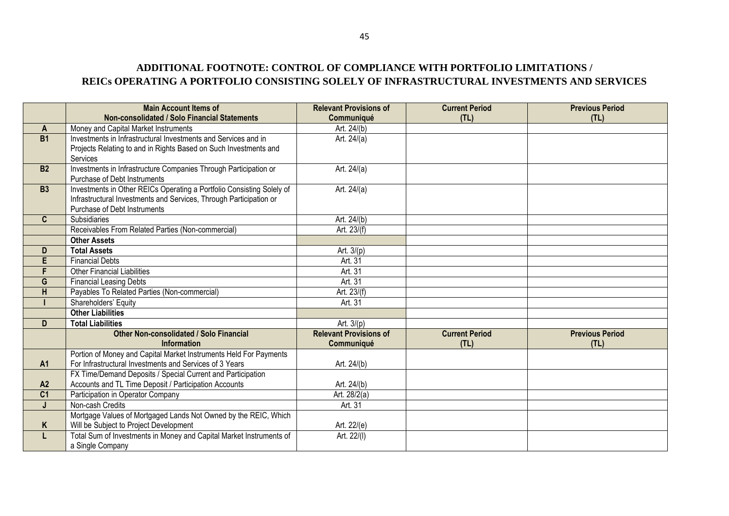## ADDITIONAL FOOTNOTE: CONTROL OF COMPLIANCE WITH PORTFOLIO LIMITATIONS / REICs OPERATING A PORTFOLIO CONSISTING SOLELY OF INFRASTRUCTURAL INVESTMENTS AND SERVICES

| | Main Account Items of Non-consolidated / Solo Financial Statements | Relevant Provisions of Communiqué | Current Period (TL) | Previous Period (TL) |
|---|---|---|---|---|
| A | Money and Capital Market Instruments | Art. 24/(b) | | |
| B1 | Investments in Infrastructural Investments and Services and in Projects Relating to and in Rights Based on Such Investments and Services | Art. 24/(a) | | |
| B2 | Investments in Infrastructure Companies Through Participation or Purchase of Debt Instruments | Art. 24/(a) | | |
| B3 | Investments in Other REICs Operating a Portfolio Consisting Solely of Infrastructural Investments and Services, Through Participation or Purchase of Debt Instruments | Art. 24/(a) | | |
| C | Subsidiaries | Art. 24/(b) | | |
| | Receivables From Related Parties (Non-commercial) | Art. 23/(f) | | |
| | **Other Assets** | | | |
| D | **Total Assets** | Art. 3/(p) | | |
| E | Financial Debts | Art. 31 | | |
| F | Other Financial Liabilities | Art. 31 | | |
| G | Financial Leasing Debts | Art. 31 | | |
| H | Payables To Related Parties (Non-commercial) | Art. 23/(f) | | |
| I | Shareholders' Equity | Art. 31 | | |
| | **Other Liabilities** | | | |
| D | **Total Liabilities** | Art. 3/(p) | | |
| | **Other Non-consolidated / Solo Financial Information** | **Relevant Provisions of Communiqué** | **Current Period (TL)** | **Previous Period (TL)** |
| A1 | Portion of Money and Capital Market Instruments Held For Payments For Infrastructural Investments and Services of 3 Years | Art. 24/(b) | | |
| A2 | FX Time/Demand Deposits / Special Current and Participation Accounts and TL Time Deposit / Participation Accounts | Art. 24/(b) | | |
| C1 | Participation in Operator Company | Art. 28/2(a) | | |
| J | Non-cash Credits | Art. 31 | | |
| K | Mortgage Values of Mortgaged Lands Not Owned by the REIC, Which Will be Subject to Project Development | Art. 22/(e) | | |
| L | Total Sum of Investments in Money and Capital Market Instruments of a Single Company | Art. 22/(l) | | |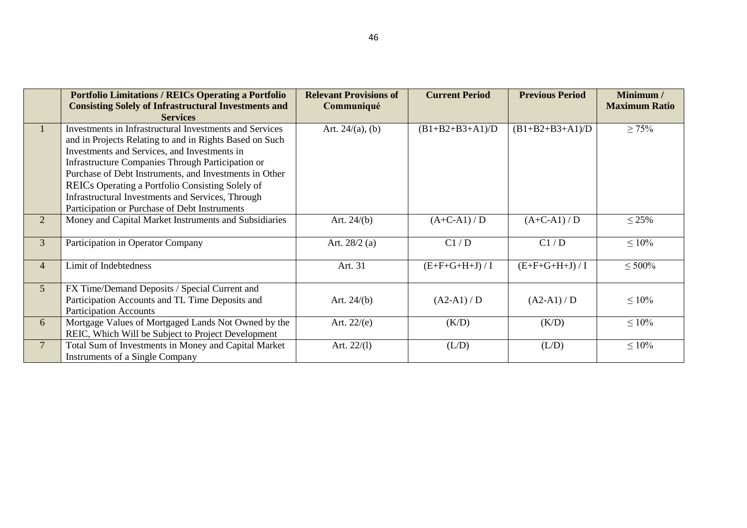| | Portfolio Limitations / REICs Operating a Portfolio Consisting Solely of Infrastructural Investments and Services | Relevant Provisions of Communiqué | Current Period | Previous Period | Minimum / Maximum Ratio |
|---|---|---|---|---|---|
| 1 | Investments in Infrastructural Investments and Services and in Projects Relating to and in Rights Based on Such Investments and Services, and Investments in Infrastructure Companies Through Participation or Purchase of Debt Instruments, and Investments in Other REICs Operating a Portfolio Consisting Solely of Infrastructural Investments and Services, Through Participation or Purchase of Debt Instruments | Art. 24/(a), (b) | (B1+B2+B3+A1)/D | (B1+B2+B3+A1)/D | ≥ 75% |
| 2 | Money and Capital Market Instruments and Subsidiaries | Art. 24/(b) | (A+C-A1) / D | (A+C-A1) / D | ≤ 25% |
| 3 | Participation in Operator Company | Art. 28/2 (a) | C1 / D | C1 / D | ≤ 10% |
| 4 | Limit of Indebtedness | Art. 31 | (E+F+G+H+J) / I | (E+F+G+H+J) / I | ≤ 500% |
| 5 | FX Time/Demand Deposits / Special Current and Participation Accounts and TL Time Deposits and Participation Accounts | Art. 24/(b) | (A2-A1) / D | (A2-A1) / D | ≤ 10% |
| 6 | Mortgage Values of Mortgaged Lands Not Owned by the REIC, Which Will be Subject to Project Development | Art. 22/(e) | (K/D) | (K/D) | ≤ 10% |
| 7 | Total Sum of Investments in Money and Capital Market Instruments of a Single Company | Art. 22/(l) | (L/D) | (L/D) | ≤ 10% |